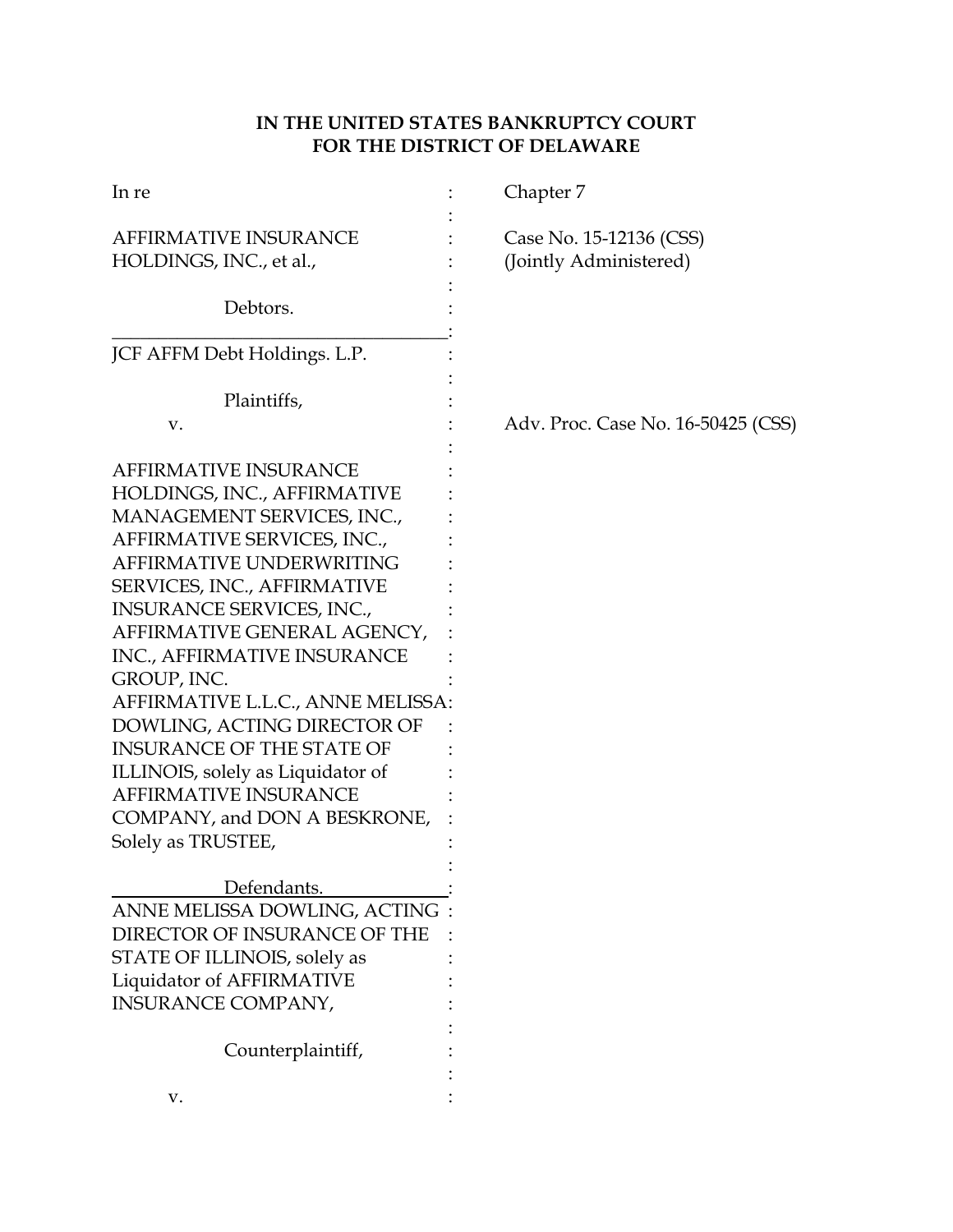**IN THE UNITED STATES BANKRUPTCY COURT**
**FOR THE DISTRICT OF DELAWARE**

| | | |
|---|---|---|
| In re | : | Chapter 7 |
| | : | |
| AFFIRMATIVE INSURANCE HOLDINGS, INC., et al., | : | Case No. 15-12136 (CSS) (Jointly Administered) |
| | : | |
| Debtors. | : | |
| JCF AFFM Debt Holdings. L.P. | : | |
| | : | |
| Plaintiffs, | : | |
| v. | : | Adv. Proc. Case No. 16-50425 (CSS) |
| | : | |
| AFFIRMATIVE INSURANCE HOLDINGS, INC., AFFIRMATIVE MANAGEMENT SERVICES, INC., AFFIRMATIVE SERVICES, INC., AFFIRMATIVE UNDERWRITING SERVICES, INC., AFFIRMATIVE INSURANCE SERVICES, INC., AFFIRMATIVE GENERAL AGENCY, INC., AFFIRMATIVE INSURANCE GROUP, INC. AFFIRMATIVE L.L.C., ANNE MELISSA DOWLING, ACTING DIRECTOR OF INSURANCE OF THE STATE OF ILLINOIS, solely as Liquidator of AFFIRMATIVE INSURANCE COMPANY, and DON A BESKRONE, Solely as TRUSTEE, | : | |
| | : | |
| Defendants. | : | |
| ANNE MELISSA DOWLING, ACTING DIRECTOR OF INSURANCE OF THE STATE OF ILLINOIS, solely as Liquidator of AFFIRMATIVE INSURANCE COMPANY, | : | |
| | : | |
| Counterplaintiff, | : | |
| | : | |
| v. | : | |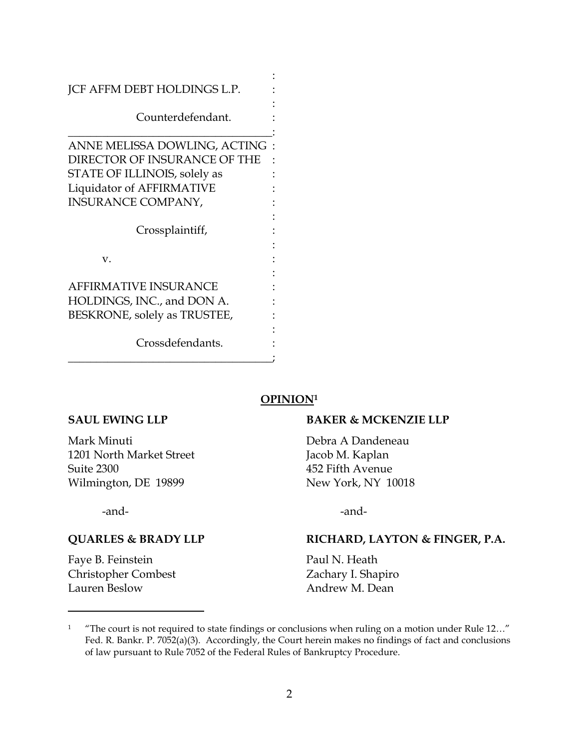JCF AFFM DEBT HOLDINGS L.P.

Counterdefendant.

ANNE MELISSA DOWLING, ACTING DIRECTOR OF INSURANCE OF THE STATE OF ILLINOIS, solely as Liquidator of AFFIRMATIVE INSURANCE COMPANY,

Crossplaintiff,

v.

AFFIRMATIVE INSURANCE HOLDINGS, INC., and DON A. BESKRONE, solely as TRUSTEE,

Crossdefendants.

## OPINION[1]

**SAUL EWING LLP**

Mark Minuti
1201 North Market Street
Suite 2300
Wilmington, DE 19899

-and-

**QUARLES & BRADY LLP**

Faye B. Feinstein
Christopher Combest
Lauren Beslow

**BAKER & MCKENZIE LLP**

Debra A Dandeneau
Jacob M. Kaplan
452 Fifth Avenue
New York, NY 10018

-and-

**RICHARD, LAYTON & FINGER, P.A.**

Paul N. Heath
Zachary I. Shapiro
Andrew M. Dean

---

[1] "The court is not required to state findings or conclusions when ruling on a motion under Rule 12…" Fed. R. Bankr. P. 7052(a)(3). Accordingly, the Court herein makes no findings of fact and conclusions of law pursuant to Rule 7052 of the Federal Rules of Bankruptcy Procedure.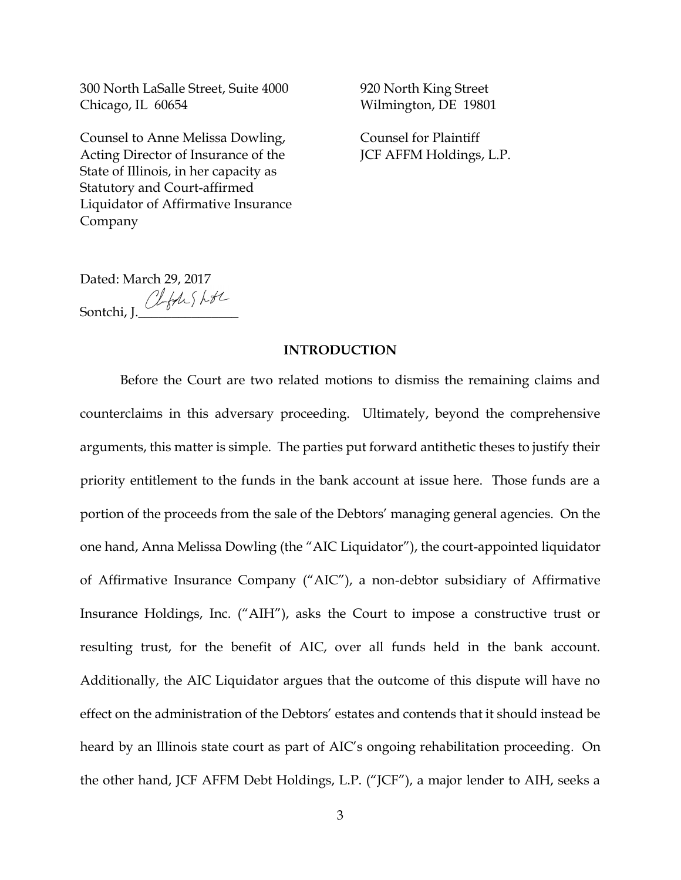300 North LaSalle Street, Suite 4000
Chicago, IL 60654

Counsel to Anne Melissa Dowling, Acting Director of Insurance of the State of Illinois, in her capacity as Statutory and Court-affirmed Liquidator of Affirmative Insurance Company

920 North King Street
Wilmington, DE 19801

Counsel for Plaintiff
JCF AFFM Holdings, L.P.

Dated: March 29, 2017

Sontchi, J.________________

## INTRODUCTION

Before the Court are two related motions to dismiss the remaining claims and counterclaims in this adversary proceeding. Ultimately, beyond the comprehensive arguments, this matter is simple. The parties put forward antithetic theses to justify their priority entitlement to the funds in the bank account at issue here. Those funds are a portion of the proceeds from the sale of the Debtors' managing general agencies. On the one hand, Anna Melissa Dowling (the "AIC Liquidator"), the court-appointed liquidator of Affirmative Insurance Company ("AIC"), a non-debtor subsidiary of Affirmative Insurance Holdings, Inc. ("AIH"), asks the Court to impose a constructive trust or resulting trust, for the benefit of AIC, over all funds held in the bank account. Additionally, the AIC Liquidator argues that the outcome of this dispute will have no effect on the administration of the Debtors' estates and contends that it should instead be heard by an Illinois state court as part of AIC's ongoing rehabilitation proceeding. On the other hand, JCF AFFM Debt Holdings, L.P. ("JCF"), a major lender to AIH, seeks a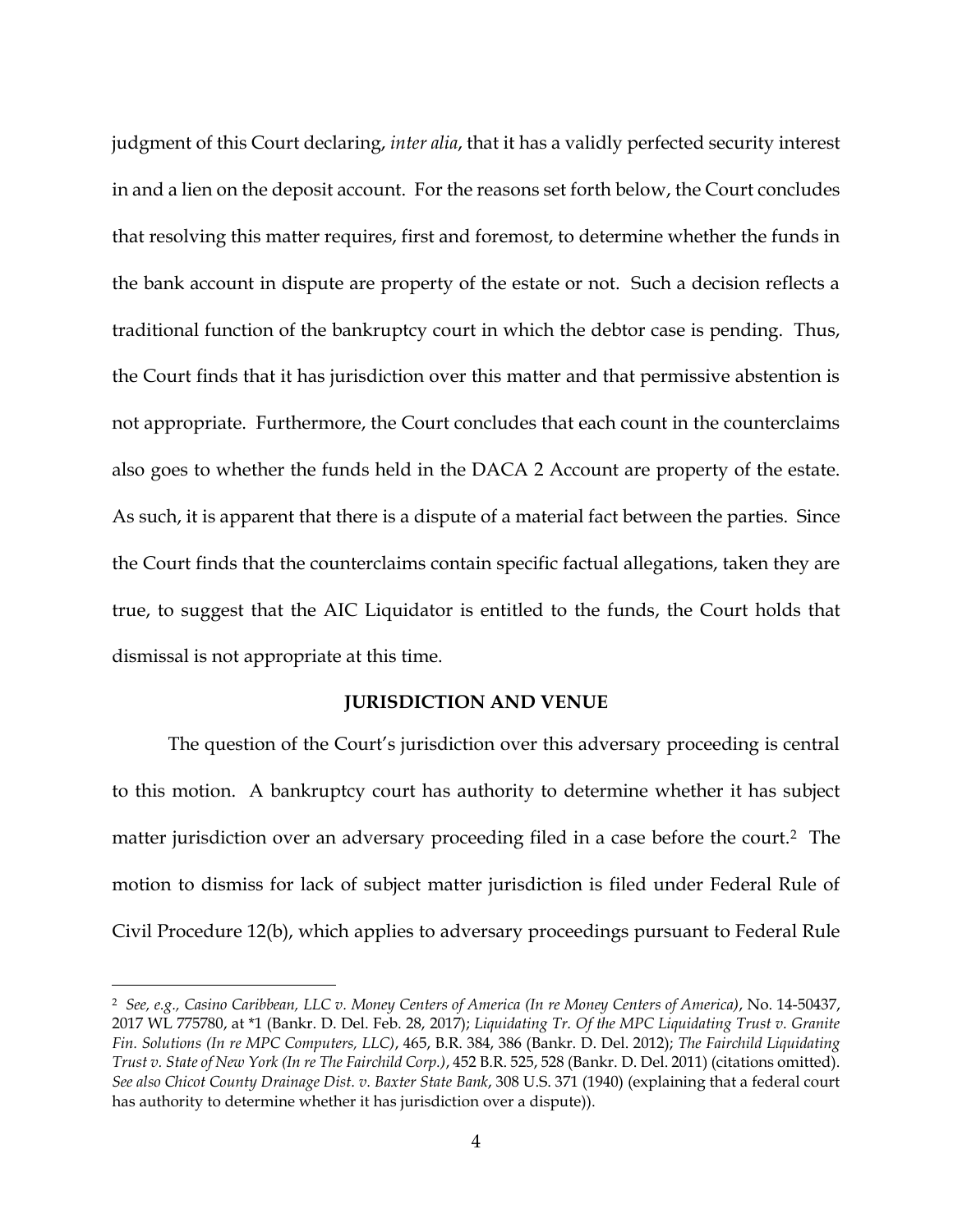judgment of this Court declaring, *inter alia*, that it has a validly perfected security interest in and a lien on the deposit account. For the reasons set forth below, the Court concludes that resolving this matter requires, first and foremost, to determine whether the funds in the bank account in dispute are property of the estate or not. Such a decision reflects a traditional function of the bankruptcy court in which the debtor case is pending. Thus, the Court finds that it has jurisdiction over this matter and that permissive abstention is not appropriate. Furthermore, the Court concludes that each count in the counterclaims also goes to whether the funds held in the DACA 2 Account are property of the estate. As such, it is apparent that there is a dispute of a material fact between the parties. Since the Court finds that the counterclaims contain specific factual allegations, taken they are true, to suggest that the AIC Liquidator is entitled to the funds, the Court holds that dismissal is not appropriate at this time.

## JURISDICTION AND VENUE

The question of the Court's jurisdiction over this adversary proceeding is central to this motion. A bankruptcy court has authority to determine whether it has subject matter jurisdiction over an adversary proceeding filed in a case before the court.[2] The motion to dismiss for lack of subject matter jurisdiction is filed under Federal Rule of Civil Procedure 12(b), which applies to adversary proceedings pursuant to Federal Rule

---

[2] *See, e.g., Casino Caribbean, LLC v. Money Centers of America (In re Money Centers of America)*, No. 14-50437, 2017 WL 775780, at *1 (Bankr. D. Del. Feb. 28, 2017); *Liquidating Tr. Of the MPC Liquidating Trust v. Granite Fin. Solutions (In re MPC Computers, LLC)*, 465, B.R. 384, 386 (Bankr. D. Del. 2012); *The Fairchild Liquidating Trust v. State of New York (In re The Fairchild Corp.)*, 452 B.R. 525, 528 (Bankr. D. Del. 2011) (citations omitted). *See also Chicot County Drainage Dist. v. Baxter State Bank*, 308 U.S. 371 (1940) (explaining that a federal court has authority to determine whether it has jurisdiction over a dispute)).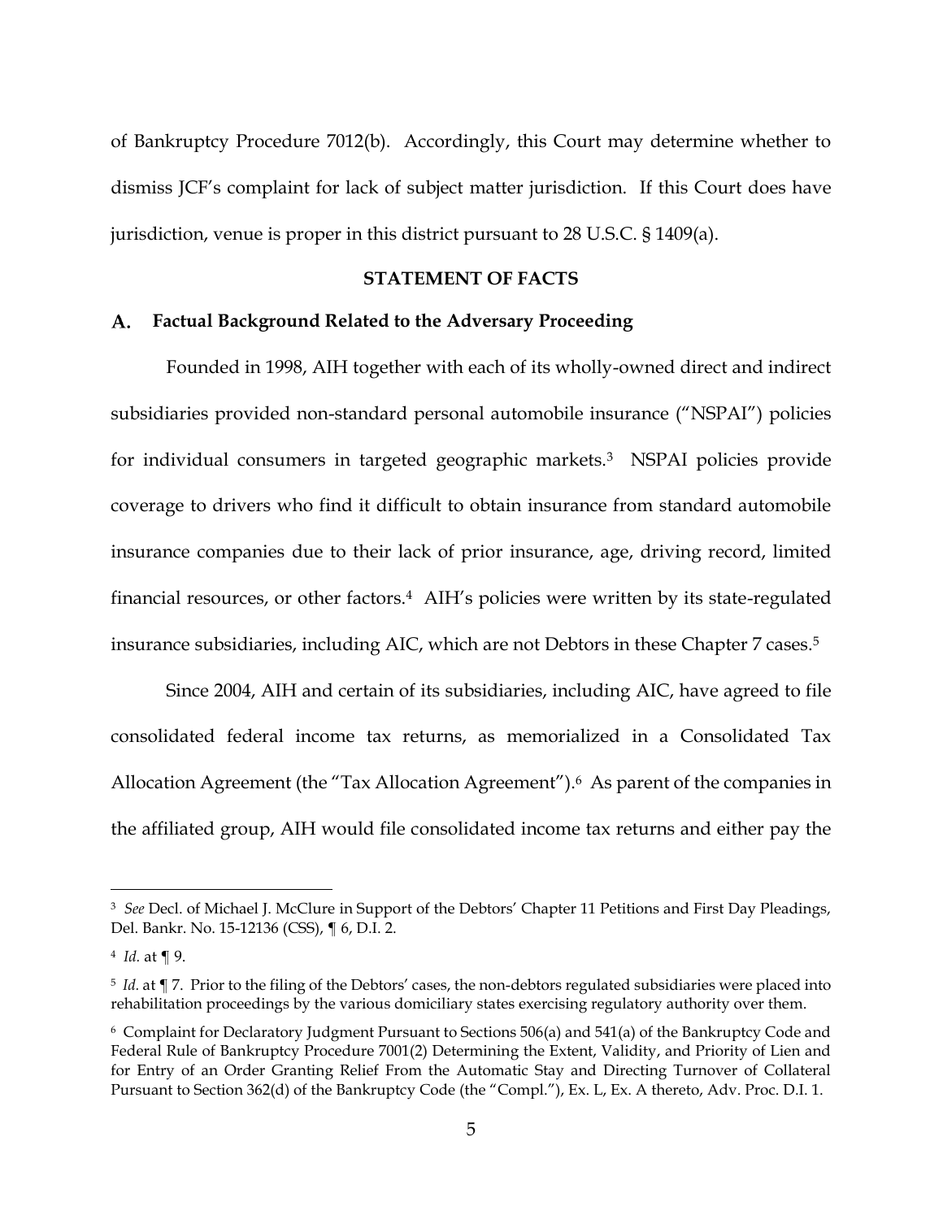of Bankruptcy Procedure 7012(b). Accordingly, this Court may determine whether to dismiss JCF's complaint for lack of subject matter jurisdiction. If this Court does have jurisdiction, venue is proper in this district pursuant to 28 U.S.C. § 1409(a).

## STATEMENT OF FACTS

### A. Factual Background Related to the Adversary Proceeding

Founded in 1998, AIH together with each of its wholly-owned direct and indirect subsidiaries provided non-standard personal automobile insurance ("NSPAI") policies for individual consumers in targeted geographic markets.[3] NSPAI policies provide coverage to drivers who find it difficult to obtain insurance from standard automobile insurance companies due to their lack of prior insurance, age, driving record, limited financial resources, or other factors.[4] AIH's policies were written by its state-regulated insurance subsidiaries, including AIC, which are not Debtors in these Chapter 7 cases.[5]

Since 2004, AIH and certain of its subsidiaries, including AIC, have agreed to file consolidated federal income tax returns, as memorialized in a Consolidated Tax Allocation Agreement (the "Tax Allocation Agreement").[6] As parent of the companies in the affiliated group, AIH would file consolidated income tax returns and either pay the

---

[3] *See* Decl. of Michael J. McClure in Support of the Debtors' Chapter 11 Petitions and First Day Pleadings, Del. Bankr. No. 15-12136 (CSS), ¶ 6, D.I. 2.

[4] *Id.* at ¶ 9.

[5] *Id.* at ¶ 7. Prior to the filing of the Debtors' cases, the non-debtors regulated subsidiaries were placed into rehabilitation proceedings by the various domiciliary states exercising regulatory authority over them.

[6] Complaint for Declaratory Judgment Pursuant to Sections 506(a) and 541(a) of the Bankruptcy Code and Federal Rule of Bankruptcy Procedure 7001(2) Determining the Extent, Validity, and Priority of Lien and for Entry of an Order Granting Relief From the Automatic Stay and Directing Turnover of Collateral Pursuant to Section 362(d) of the Bankruptcy Code (the "Compl."), Ex. L, Ex. A thereto, Adv. Proc. D.I. 1.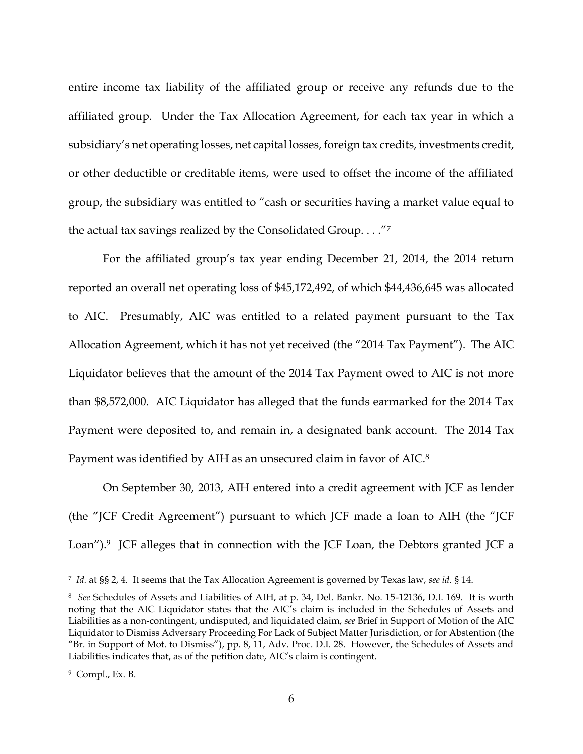entire income tax liability of the affiliated group or receive any refunds due to the affiliated group. Under the Tax Allocation Agreement, for each tax year in which a subsidiary's net operating losses, net capital losses, foreign tax credits, investments credit, or other deductible or creditable items, were used to offset the income of the affiliated group, the subsidiary was entitled to "cash or securities having a market value equal to the actual tax savings realized by the Consolidated Group. . . ."[7]

For the affiliated group's tax year ending December 21, 2014, the 2014 return reported an overall net operating loss of $45,172,492, of which $44,436,645 was allocated to AIC. Presumably, AIC was entitled to a related payment pursuant to the Tax Allocation Agreement, which it has not yet received (the "2014 Tax Payment"). The AIC Liquidator believes that the amount of the 2014 Tax Payment owed to AIC is not more than $8,572,000. AIC Liquidator has alleged that the funds earmarked for the 2014 Tax Payment were deposited to, and remain in, a designated bank account. The 2014 Tax Payment was identified by AIH as an unsecured claim in favor of AIC.[8]

On September 30, 2013, AIH entered into a credit agreement with JCF as lender (the "JCF Credit Agreement") pursuant to which JCF made a loan to AIH (the "JCF Loan").[9] JCF alleges that in connection with the JCF Loan, the Debtors granted JCF a

---

[7] *Id.* at §§ 2, 4. It seems that the Tax Allocation Agreement is governed by Texas law, *see id.* § 14.

[8] *See* Schedules of Assets and Liabilities of AIH, at p. 34, Del. Bankr. No. 15-12136, D.I. 169. It is worth noting that the AIC Liquidator states that the AIC's claim is included in the Schedules of Assets and Liabilities as a non-contingent, undisputed, and liquidated claim, *see* Brief in Support of Motion of the AIC Liquidator to Dismiss Adversary Proceeding For Lack of Subject Matter Jurisdiction, or for Abstention (the "Br. in Support of Mot. to Dismiss"), pp. 8, 11, Adv. Proc. D.I. 28. However, the Schedules of Assets and Liabilities indicates that, as of the petition date, AIC's claim is contingent.

[9] Compl., Ex. B.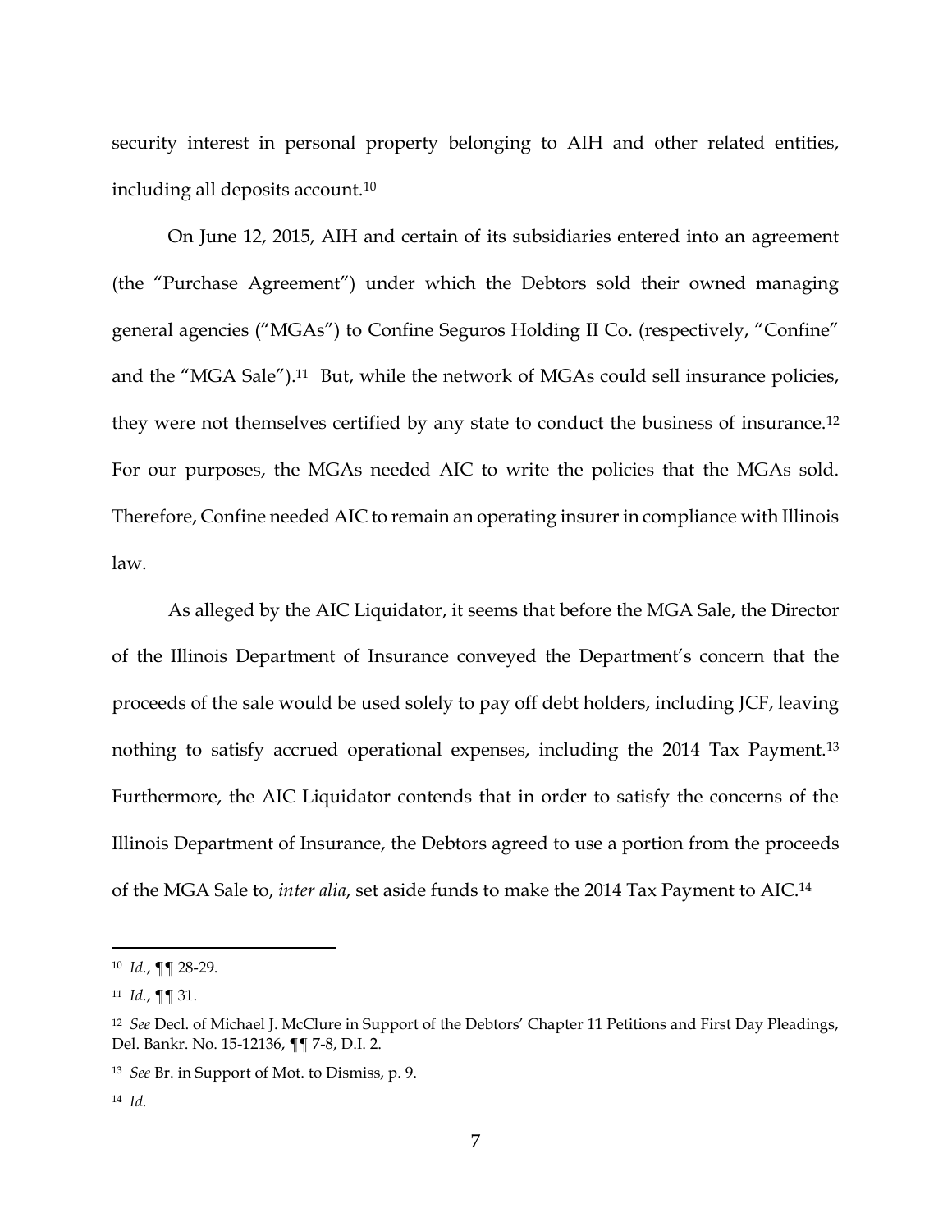security interest in personal property belonging to AIH and other related entities, including all deposits account.[10]

On June 12, 2015, AIH and certain of its subsidiaries entered into an agreement (the "Purchase Agreement") under which the Debtors sold their owned managing general agencies ("MGAs") to Confine Seguros Holding II Co. (respectively, "Confine" and the "MGA Sale").[11] But, while the network of MGAs could sell insurance policies, they were not themselves certified by any state to conduct the business of insurance.[12] For our purposes, the MGAs needed AIC to write the policies that the MGAs sold. Therefore, Confine needed AIC to remain an operating insurer in compliance with Illinois law.

As alleged by the AIC Liquidator, it seems that before the MGA Sale, the Director of the Illinois Department of Insurance conveyed the Department's concern that the proceeds of the sale would be used solely to pay off debt holders, including JCF, leaving nothing to satisfy accrued operational expenses, including the 2014 Tax Payment.[13] Furthermore, the AIC Liquidator contends that in order to satisfy the concerns of the Illinois Department of Insurance, the Debtors agreed to use a portion from the proceeds of the MGA Sale to, *inter alia*, set aside funds to make the 2014 Tax Payment to AIC.[14]

---

[10] *Id.*, ¶¶ 28-29.

[11] *Id.*, ¶¶ 31.

[12] *See* Decl. of Michael J. McClure in Support of the Debtors' Chapter 11 Petitions and First Day Pleadings, Del. Bankr. No. 15-12136, ¶¶ 7-8, D.I. 2.

[13] *See* Br. in Support of Mot. to Dismiss, p. 9.

[14] *Id.*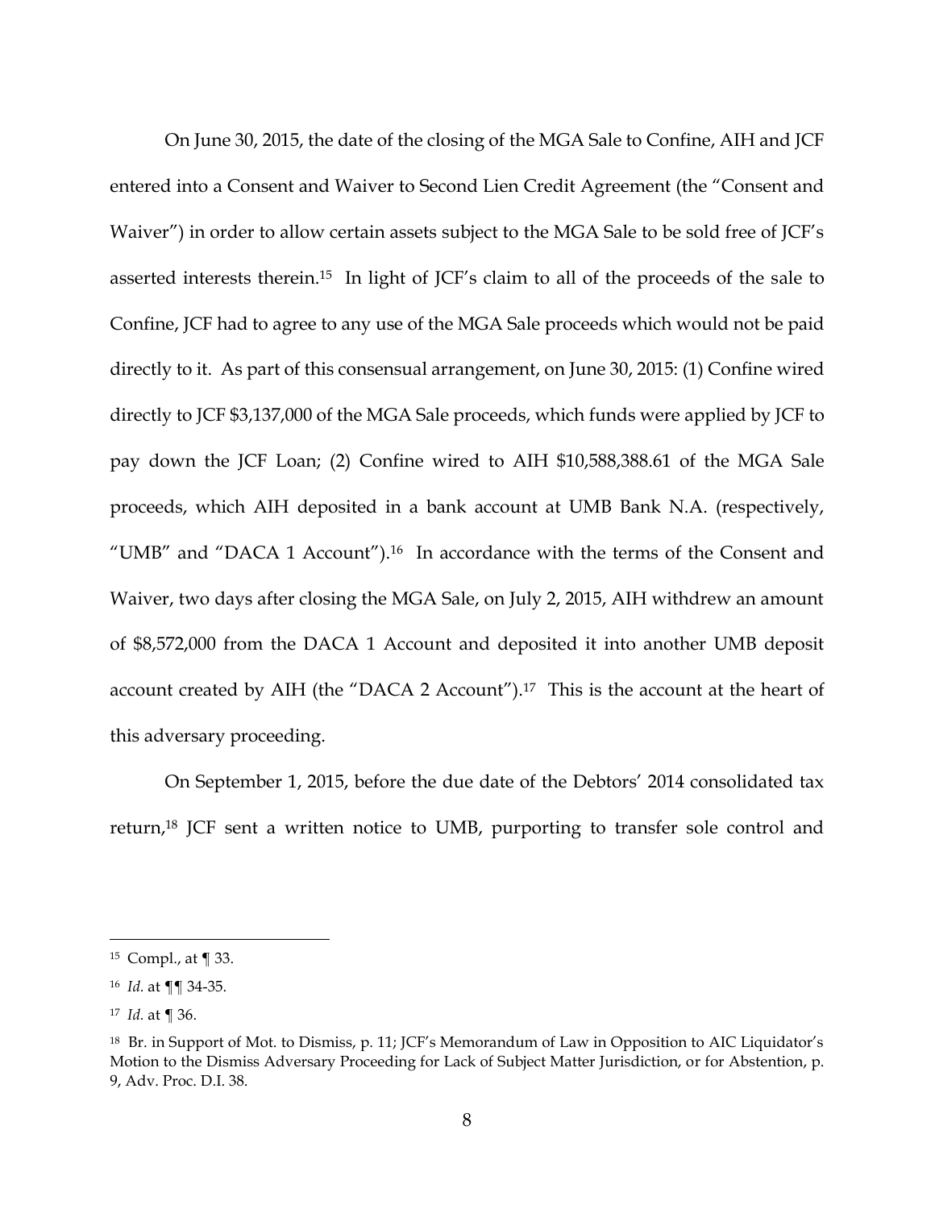On June 30, 2015, the date of the closing of the MGA Sale to Confine, AIH and JCF entered into a Consent and Waiver to Second Lien Credit Agreement (the "Consent and Waiver") in order to allow certain assets subject to the MGA Sale to be sold free of JCF's asserted interests therein.[15] In light of JCF's claim to all of the proceeds of the sale to Confine, JCF had to agree to any use of the MGA Sale proceeds which would not be paid directly to it. As part of this consensual arrangement, on June 30, 2015: (1) Confine wired directly to JCF $3,137,000 of the MGA Sale proceeds, which funds were applied by JCF to pay down the JCF Loan; (2) Confine wired to AIH $10,588,388.61 of the MGA Sale proceeds, which AIH deposited in a bank account at UMB Bank N.A. (respectively, "UMB" and "DACA 1 Account").[16] In accordance with the terms of the Consent and Waiver, two days after closing the MGA Sale, on July 2, 2015, AIH withdrew an amount of $8,572,000 from the DACA 1 Account and deposited it into another UMB deposit account created by AIH (the "DACA 2 Account").[17] This is the account at the heart of this adversary proceeding.

On September 1, 2015, before the due date of the Debtors' 2014 consolidated tax return,[18] JCF sent a written notice to UMB, purporting to transfer sole control and

---

[15] Compl., at ¶ 33.

[16] *Id.* at ¶¶ 34-35.

[17] *Id.* at ¶ 36.

[18] Br. in Support of Mot. to Dismiss, p. 11; JCF's Memorandum of Law in Opposition to AIC Liquidator's Motion to the Dismiss Adversary Proceeding for Lack of Subject Matter Jurisdiction, or for Abstention, p. 9, Adv. Proc. D.I. 38.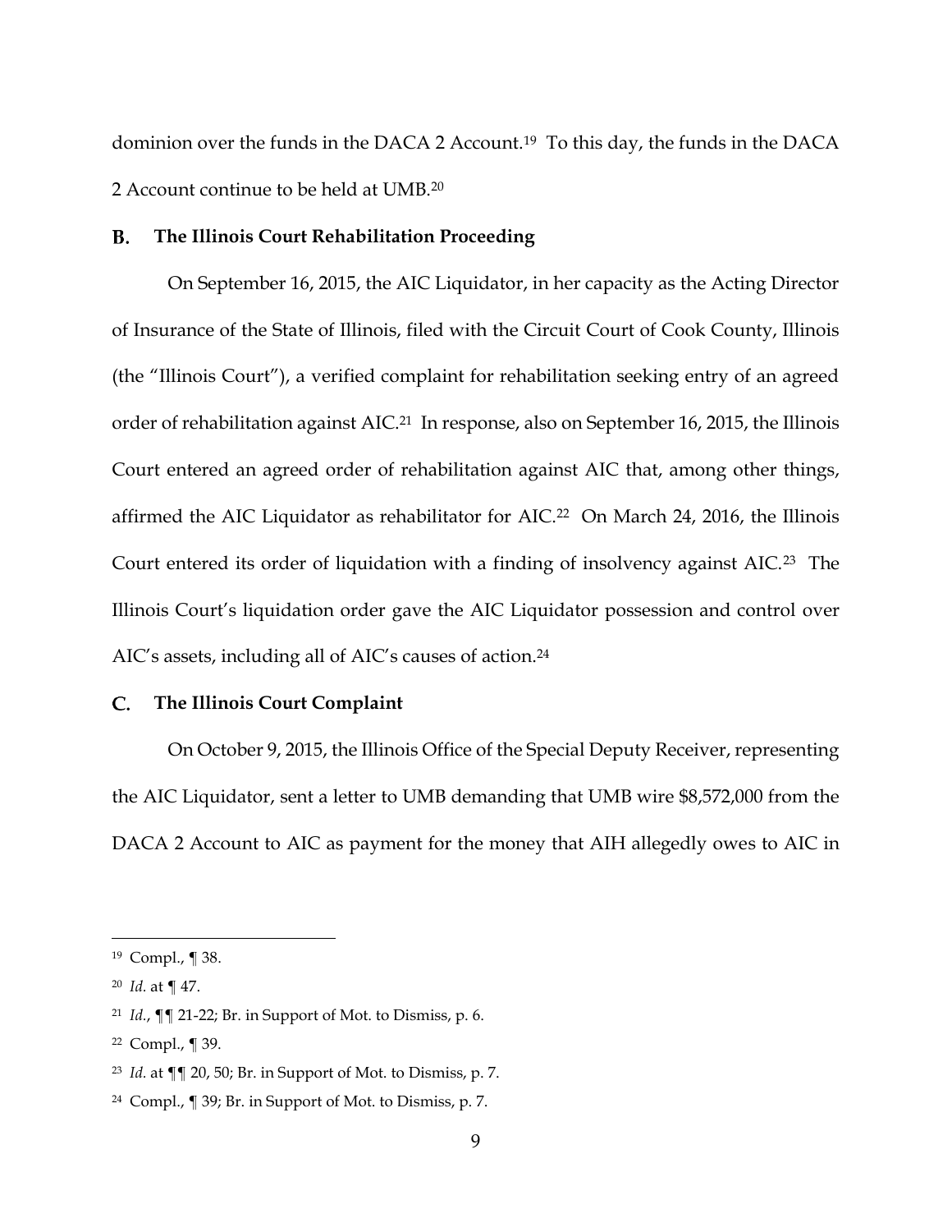dominion over the funds in the DACA 2 Account.[19] To this day, the funds in the DACA 2 Account continue to be held at UMB.[20]

### B. The Illinois Court Rehabilitation Proceeding

On September 16, 2015, the AIC Liquidator, in her capacity as the Acting Director of Insurance of the State of Illinois, filed with the Circuit Court of Cook County, Illinois (the "Illinois Court"), a verified complaint for rehabilitation seeking entry of an agreed order of rehabilitation against AIC.[21] In response, also on September 16, 2015, the Illinois Court entered an agreed order of rehabilitation against AIC that, among other things, affirmed the AIC Liquidator as rehabilitator for AIC.[22] On March 24, 2016, the Illinois Court entered its order of liquidation with a finding of insolvency against AIC.[23] The Illinois Court's liquidation order gave the AIC Liquidator possession and control over AIC's assets, including all of AIC's causes of action.[24]

### C. The Illinois Court Complaint

On October 9, 2015, the Illinois Office of the Special Deputy Receiver, representing the AIC Liquidator, sent a letter to UMB demanding that UMB wire $8,572,000 from the DACA 2 Account to AIC as payment for the money that AIH allegedly owes to AIC in

---

[19] Compl., ¶ 38.

[20] *Id.* at ¶ 47.

[21] *Id.*, ¶¶ 21-22; Br. in Support of Mot. to Dismiss, p. 6.

[22] Compl., ¶ 39.

[23] *Id.* at ¶¶ 20, 50; Br. in Support of Mot. to Dismiss, p. 7.

[24] Compl., ¶ 39; Br. in Support of Mot. to Dismiss, p. 7.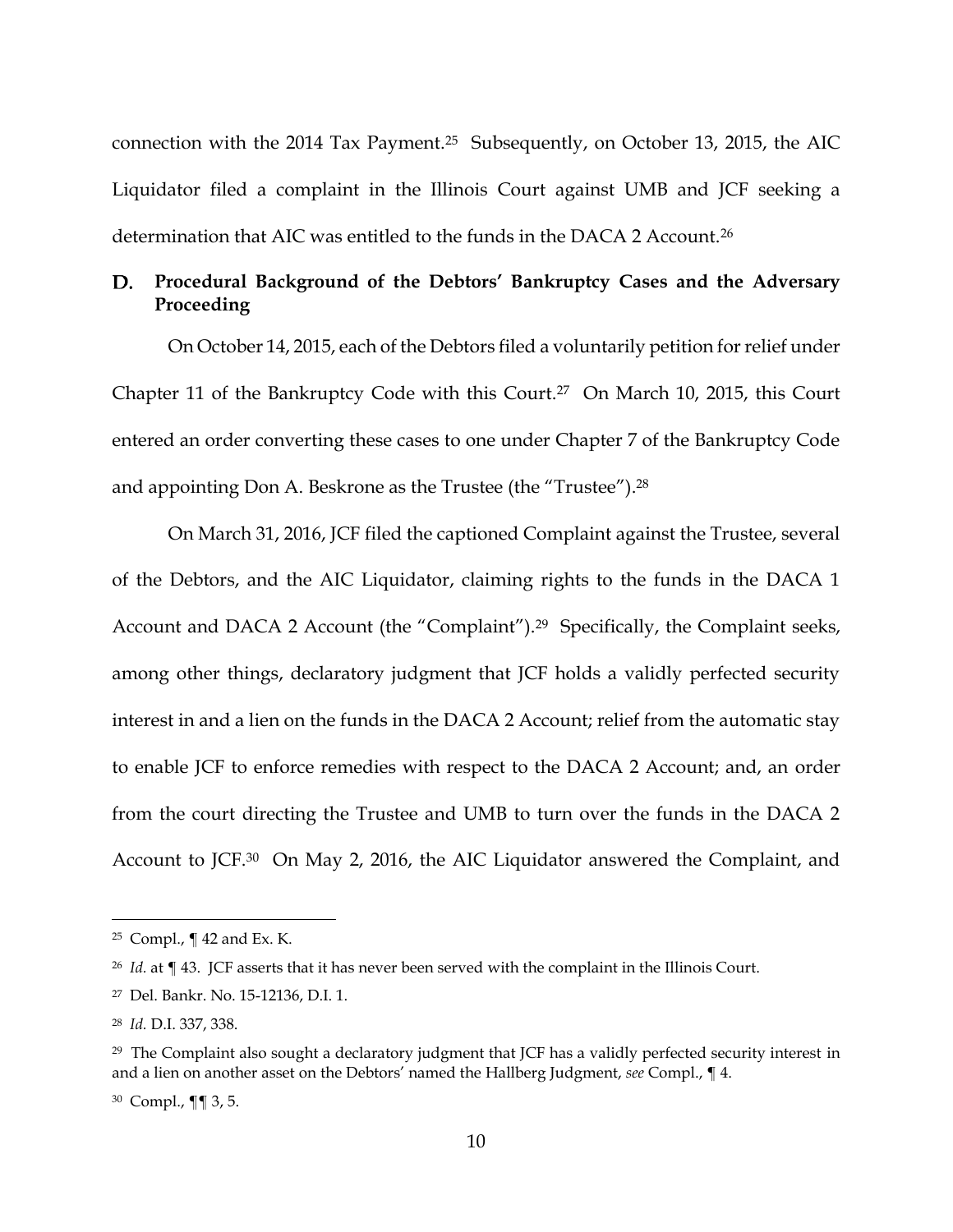connection with the 2014 Tax Payment.[25] Subsequently, on October 13, 2015, the AIC Liquidator filed a complaint in the Illinois Court against UMB and JCF seeking a determination that AIC was entitled to the funds in the DACA 2 Account.[26]

## D. Procedural Background of the Debtors' Bankruptcy Cases and the Adversary Proceeding

On October 14, 2015, each of the Debtors filed a voluntarily petition for relief under Chapter 11 of the Bankruptcy Code with this Court.[27] On March 10, 2015, this Court entered an order converting these cases to one under Chapter 7 of the Bankruptcy Code and appointing Don A. Beskrone as the Trustee (the "Trustee").[28]

On March 31, 2016, JCF filed the captioned Complaint against the Trustee, several of the Debtors, and the AIC Liquidator, claiming rights to the funds in the DACA 1 Account and DACA 2 Account (the "Complaint").[29] Specifically, the Complaint seeks, among other things, declaratory judgment that JCF holds a validly perfected security interest in and a lien on the funds in the DACA 2 Account; relief from the automatic stay to enable JCF to enforce remedies with respect to the DACA 2 Account; and, an order from the court directing the Trustee and UMB to turn over the funds in the DACA 2 Account to JCF.[30] On May 2, 2016, the AIC Liquidator answered the Complaint, and

---

[25] Compl., ¶ 42 and Ex. K.

[26] *Id.* at ¶ 43. JCF asserts that it has never been served with the complaint in the Illinois Court.

[27] Del. Bankr. No. 15-12136, D.I. 1.

[28] *Id.* D.I. 337, 338.

[29] The Complaint also sought a declaratory judgment that JCF has a validly perfected security interest in and a lien on another asset on the Debtors' named the Hallberg Judgment, *see* Compl., ¶ 4.

[30] Compl., ¶¶ 3, 5.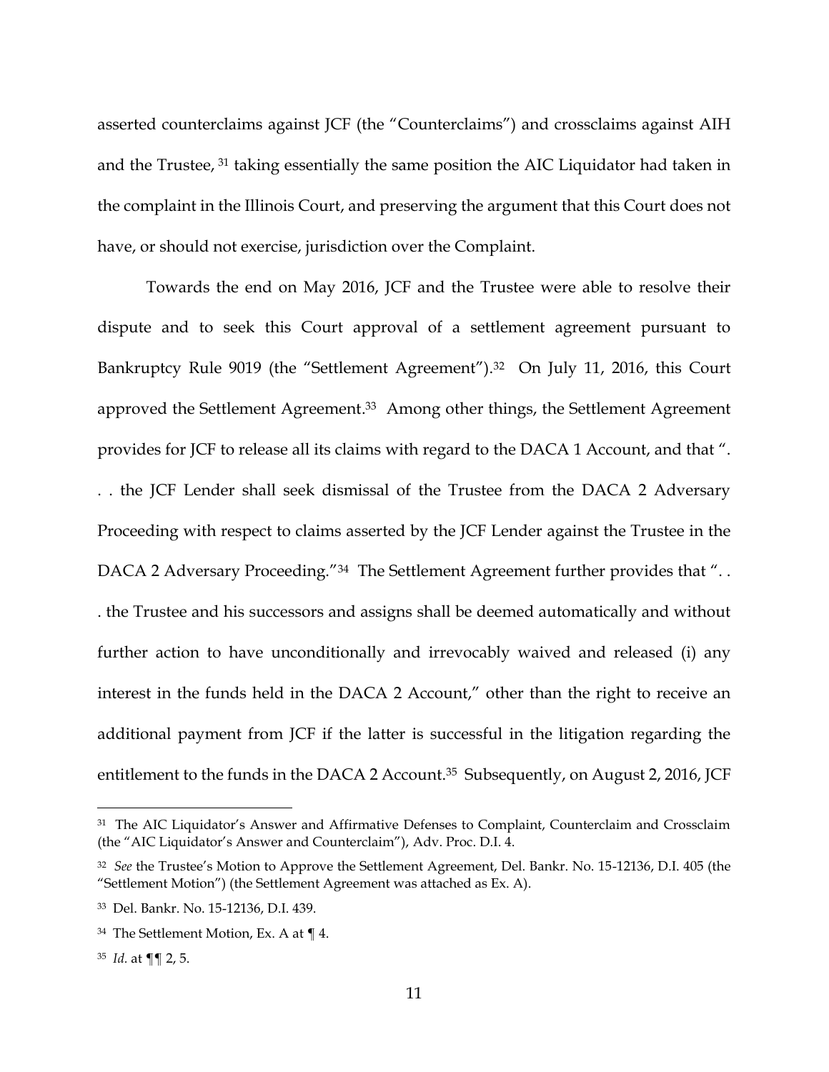asserted counterclaims against JCF (the "Counterclaims") and crossclaims against AIH and the Trustee,[31] taking essentially the same position the AIC Liquidator had taken in the complaint in the Illinois Court, and preserving the argument that this Court does not have, or should not exercise, jurisdiction over the Complaint.

Towards the end on May 2016, JCF and the Trustee were able to resolve their dispute and to seek this Court approval of a settlement agreement pursuant to Bankruptcy Rule 9019 (the "Settlement Agreement").[32] On July 11, 2016, this Court approved the Settlement Agreement.[33] Among other things, the Settlement Agreement provides for JCF to release all its claims with regard to the DACA 1 Account, and that ". . . the JCF Lender shall seek dismissal of the Trustee from the DACA 2 Adversary Proceeding with respect to claims asserted by the JCF Lender against the Trustee in the DACA 2 Adversary Proceeding."[34] The Settlement Agreement further provides that ". . . the Trustee and his successors and assigns shall be deemed automatically and without further action to have unconditionally and irrevocably waived and released (i) any interest in the funds held in the DACA 2 Account," other than the right to receive an additional payment from JCF if the latter is successful in the litigation regarding the entitlement to the funds in the DACA 2 Account.[35] Subsequently, on August 2, 2016, JCF

---

[31] The AIC Liquidator's Answer and Affirmative Defenses to Complaint, Counterclaim and Crossclaim (the "AIC Liquidator's Answer and Counterclaim"), Adv. Proc. D.I. 4.

[32] *See* the Trustee's Motion to Approve the Settlement Agreement, Del. Bankr. No. 15-12136, D.I. 405 (the "Settlement Motion") (the Settlement Agreement was attached as Ex. A).

[33] Del. Bankr. No. 15-12136, D.I. 439.

[34] The Settlement Motion, Ex. A at ¶ 4.

[35] *Id.* at ¶¶ 2, 5.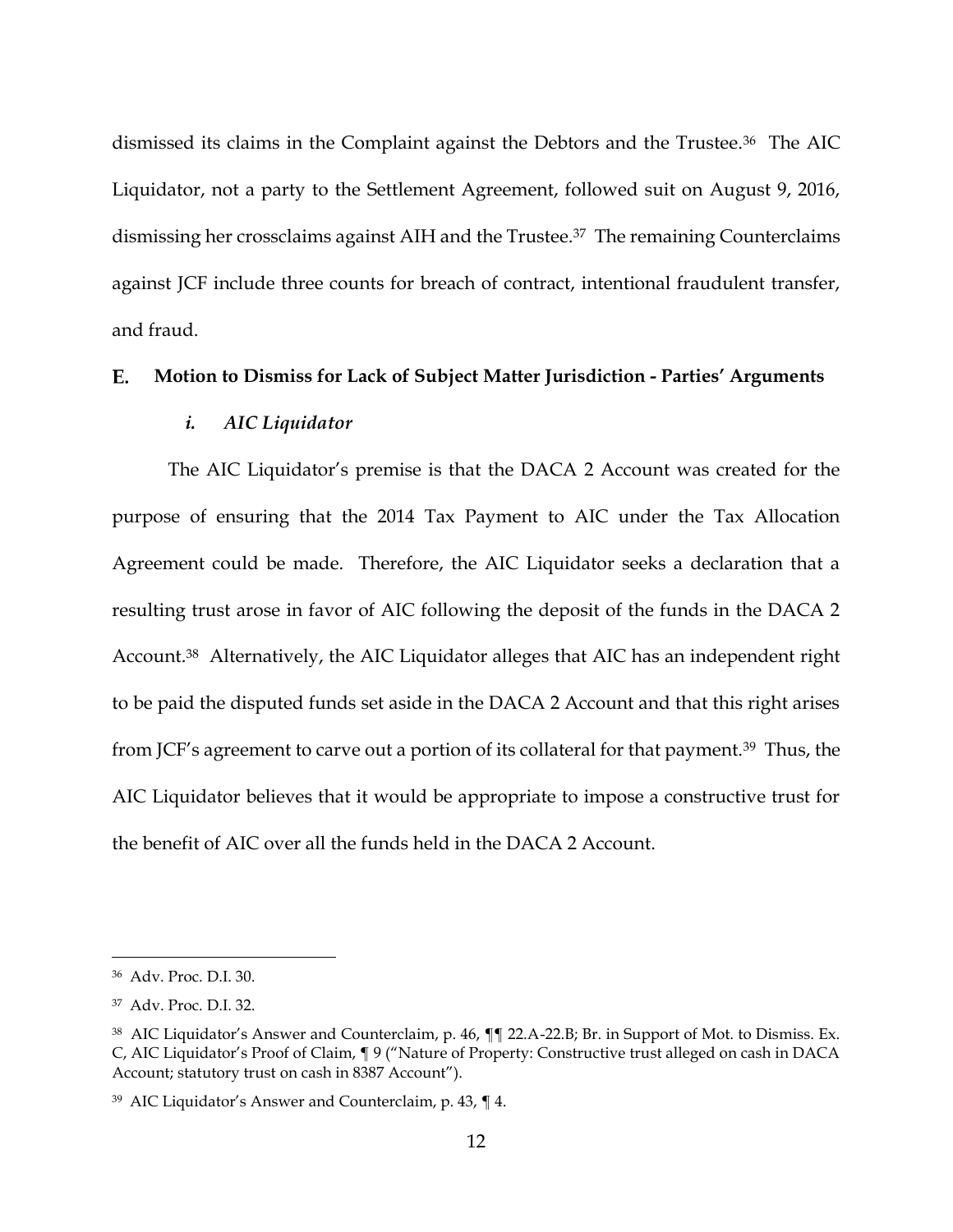dismissed its claims in the Complaint against the Debtors and the Trustee.[36] The AIC Liquidator, not a party to the Settlement Agreement, followed suit on August 9, 2016, dismissing her crossclaims against AIH and the Trustee.[37] The remaining Counterclaims against JCF include three counts for breach of contract, intentional fraudulent transfer, and fraud.

### E. Motion to Dismiss for Lack of Subject Matter Jurisdiction - Parties' Arguments

#### *i. AIC Liquidator*

The AIC Liquidator's premise is that the DACA 2 Account was created for the purpose of ensuring that the 2014 Tax Payment to AIC under the Tax Allocation Agreement could be made. Therefore, the AIC Liquidator seeks a declaration that a resulting trust arose in favor of AIC following the deposit of the funds in the DACA 2 Account.[38] Alternatively, the AIC Liquidator alleges that AIC has an independent right to be paid the disputed funds set aside in the DACA 2 Account and that this right arises from JCF's agreement to carve out a portion of its collateral for that payment.[39] Thus, the AIC Liquidator believes that it would be appropriate to impose a constructive trust for the benefit of AIC over all the funds held in the DACA 2 Account.

---

[36] Adv. Proc. D.I. 30.

[37] Adv. Proc. D.I. 32.

[38] AIC Liquidator's Answer and Counterclaim, p. 46, ¶¶ 22.A-22.B; Br. in Support of Mot. to Dismiss. Ex. C, AIC Liquidator's Proof of Claim, ¶ 9 ("Nature of Property: Constructive trust alleged on cash in DACA Account; statutory trust on cash in 8387 Account").

[39] AIC Liquidator's Answer and Counterclaim, p. 43, ¶ 4.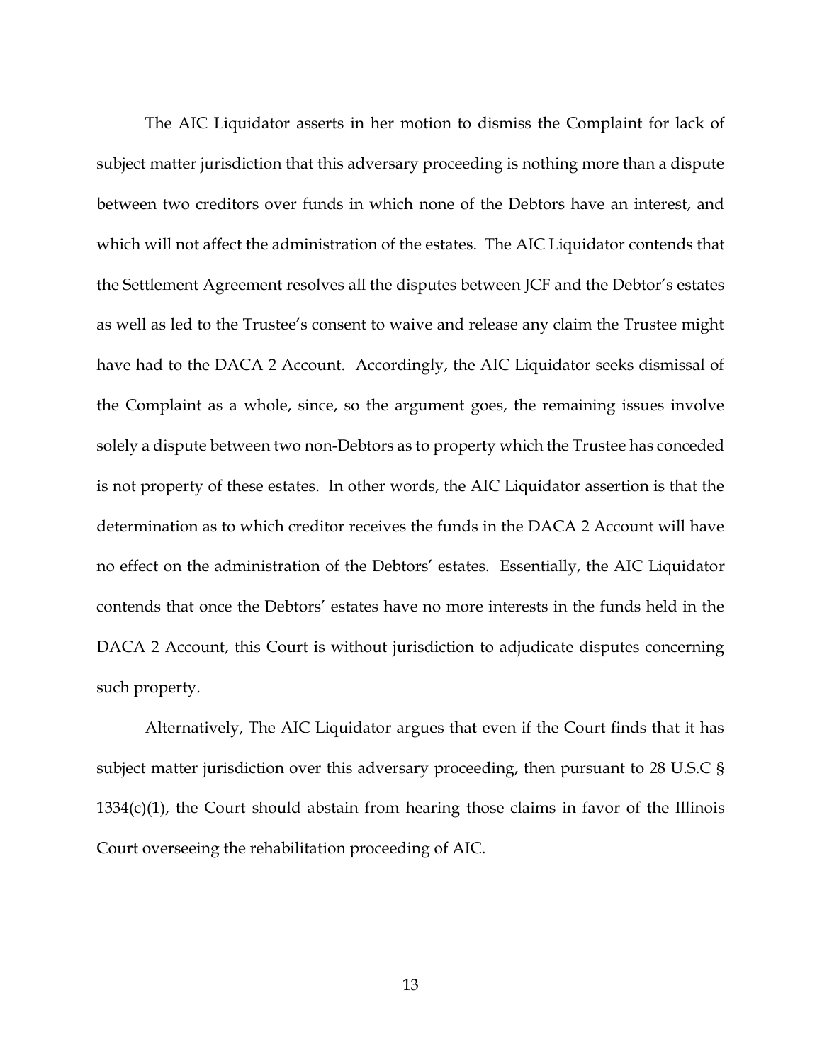The AIC Liquidator asserts in her motion to dismiss the Complaint for lack of subject matter jurisdiction that this adversary proceeding is nothing more than a dispute between two creditors over funds in which none of the Debtors have an interest, and which will not affect the administration of the estates. The AIC Liquidator contends that the Settlement Agreement resolves all the disputes between JCF and the Debtor's estates as well as led to the Trustee's consent to waive and release any claim the Trustee might have had to the DACA 2 Account. Accordingly, the AIC Liquidator seeks dismissal of the Complaint as a whole, since, so the argument goes, the remaining issues involve solely a dispute between two non-Debtors as to property which the Trustee has conceded is not property of these estates. In other words, the AIC Liquidator assertion is that the determination as to which creditor receives the funds in the DACA 2 Account will have no effect on the administration of the Debtors' estates. Essentially, the AIC Liquidator contends that once the Debtors' estates have no more interests in the funds held in the DACA 2 Account, this Court is without jurisdiction to adjudicate disputes concerning such property.

Alternatively, The AIC Liquidator argues that even if the Court finds that it has subject matter jurisdiction over this adversary proceeding, then pursuant to 28 U.S.C § 1334(c)(1), the Court should abstain from hearing those claims in favor of the Illinois Court overseeing the rehabilitation proceeding of AIC.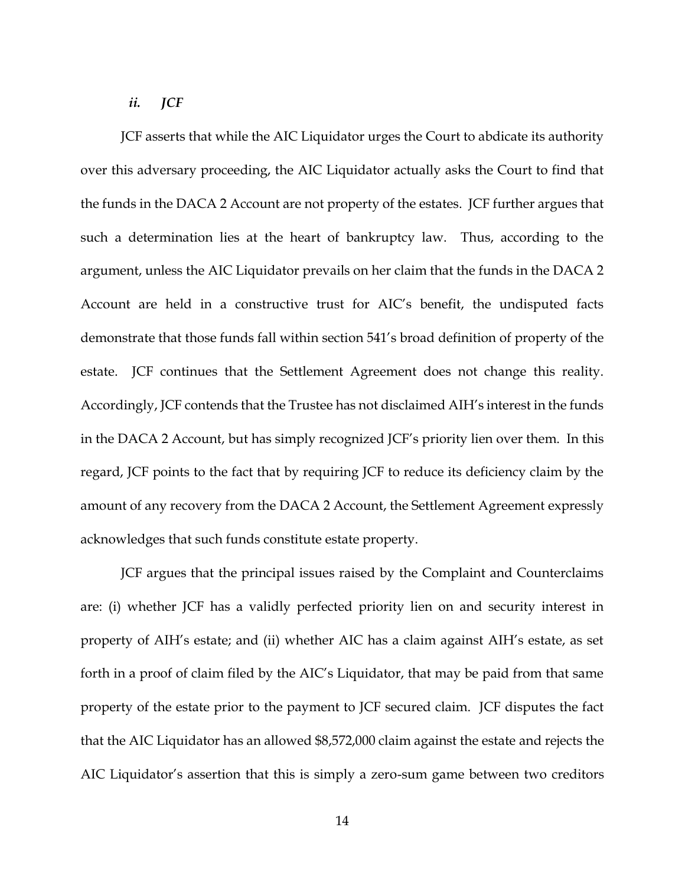### *ii. JCF*

JCF asserts that while the AIC Liquidator urges the Court to abdicate its authority over this adversary proceeding, the AIC Liquidator actually asks the Court to find that the funds in the DACA 2 Account are not property of the estates. JCF further argues that such a determination lies at the heart of bankruptcy law. Thus, according to the argument, unless the AIC Liquidator prevails on her claim that the funds in the DACA 2 Account are held in a constructive trust for AIC's benefit, the undisputed facts demonstrate that those funds fall within section 541's broad definition of property of the estate. JCF continues that the Settlement Agreement does not change this reality. Accordingly, JCF contends that the Trustee has not disclaimed AIH's interest in the funds in the DACA 2 Account, but has simply recognized JCF's priority lien over them. In this regard, JCF points to the fact that by requiring JCF to reduce its deficiency claim by the amount of any recovery from the DACA 2 Account, the Settlement Agreement expressly acknowledges that such funds constitute estate property.

JCF argues that the principal issues raised by the Complaint and Counterclaims are: (i) whether JCF has a validly perfected priority lien on and security interest in property of AIH's estate; and (ii) whether AIC has a claim against AIH's estate, as set forth in a proof of claim filed by the AIC's Liquidator, that may be paid from that same property of the estate prior to the payment to JCF secured claim. JCF disputes the fact that the AIC Liquidator has an allowed $8,572,000 claim against the estate and rejects the AIC Liquidator's assertion that this is simply a zero-sum game between two creditors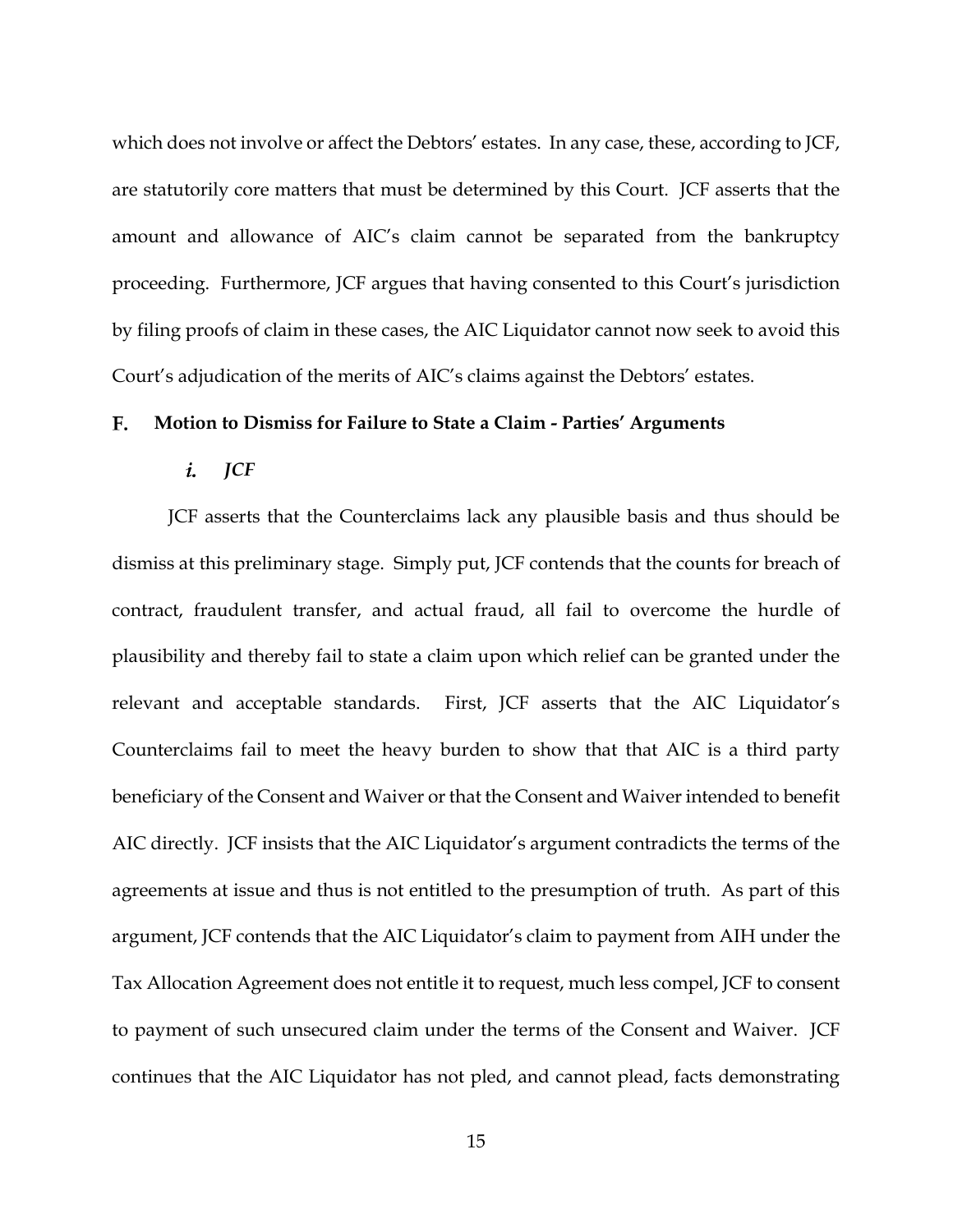which does not involve or affect the Debtors' estates. In any case, these, according to JCF, are statutorily core matters that must be determined by this Court. JCF asserts that the amount and allowance of AIC's claim cannot be separated from the bankruptcy proceeding. Furthermore, JCF argues that having consented to this Court's jurisdiction by filing proofs of claim in these cases, the AIC Liquidator cannot now seek to avoid this Court's adjudication of the merits of AIC's claims against the Debtors' estates.

### F. Motion to Dismiss for Failure to State a Claim - Parties' Arguments

#### *i. JCF*

JCF asserts that the Counterclaims lack any plausible basis and thus should be dismiss at this preliminary stage. Simply put, JCF contends that the counts for breach of contract, fraudulent transfer, and actual fraud, all fail to overcome the hurdle of plausibility and thereby fail to state a claim upon which relief can be granted under the relevant and acceptable standards. First, JCF asserts that the AIC Liquidator's Counterclaims fail to meet the heavy burden to show that that AIC is a third party beneficiary of the Consent and Waiver or that the Consent and Waiver intended to benefit AIC directly. JCF insists that the AIC Liquidator's argument contradicts the terms of the agreements at issue and thus is not entitled to the presumption of truth. As part of this argument, JCF contends that the AIC Liquidator's claim to payment from AIH under the Tax Allocation Agreement does not entitle it to request, much less compel, JCF to consent to payment of such unsecured claim under the terms of the Consent and Waiver. JCF continues that the AIC Liquidator has not pled, and cannot plead, facts demonstrating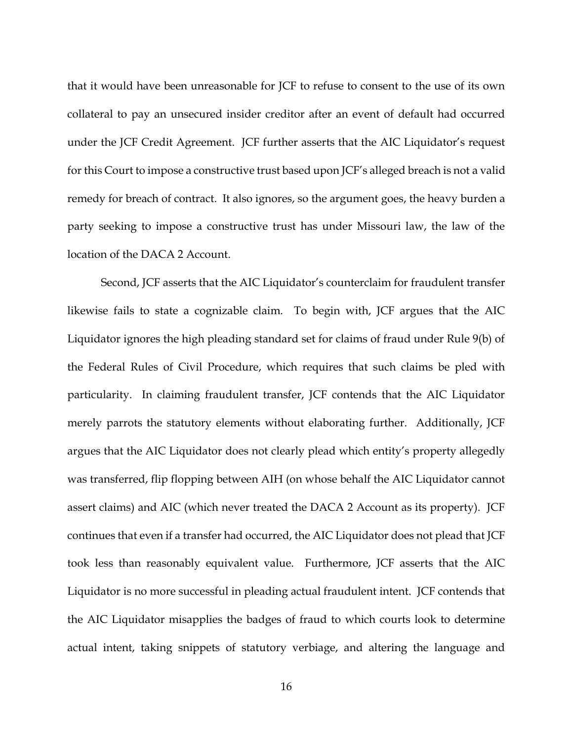that it would have been unreasonable for JCF to refuse to consent to the use of its own collateral to pay an unsecured insider creditor after an event of default had occurred under the JCF Credit Agreement. JCF further asserts that the AIC Liquidator's request for this Court to impose a constructive trust based upon JCF's alleged breach is not a valid remedy for breach of contract. It also ignores, so the argument goes, the heavy burden a party seeking to impose a constructive trust has under Missouri law, the law of the location of the DACA 2 Account.

Second, JCF asserts that the AIC Liquidator's counterclaim for fraudulent transfer likewise fails to state a cognizable claim. To begin with, JCF argues that the AIC Liquidator ignores the high pleading standard set for claims of fraud under Rule 9(b) of the Federal Rules of Civil Procedure, which requires that such claims be pled with particularity. In claiming fraudulent transfer, JCF contends that the AIC Liquidator merely parrots the statutory elements without elaborating further. Additionally, JCF argues that the AIC Liquidator does not clearly plead which entity's property allegedly was transferred, flip flopping between AIH (on whose behalf the AIC Liquidator cannot assert claims) and AIC (which never treated the DACA 2 Account as its property). JCF continues that even if a transfer had occurred, the AIC Liquidator does not plead that JCF took less than reasonably equivalent value. Furthermore, JCF asserts that the AIC Liquidator is no more successful in pleading actual fraudulent intent. JCF contends that the AIC Liquidator misapplies the badges of fraud to which courts look to determine actual intent, taking snippets of statutory verbiage, and altering the language and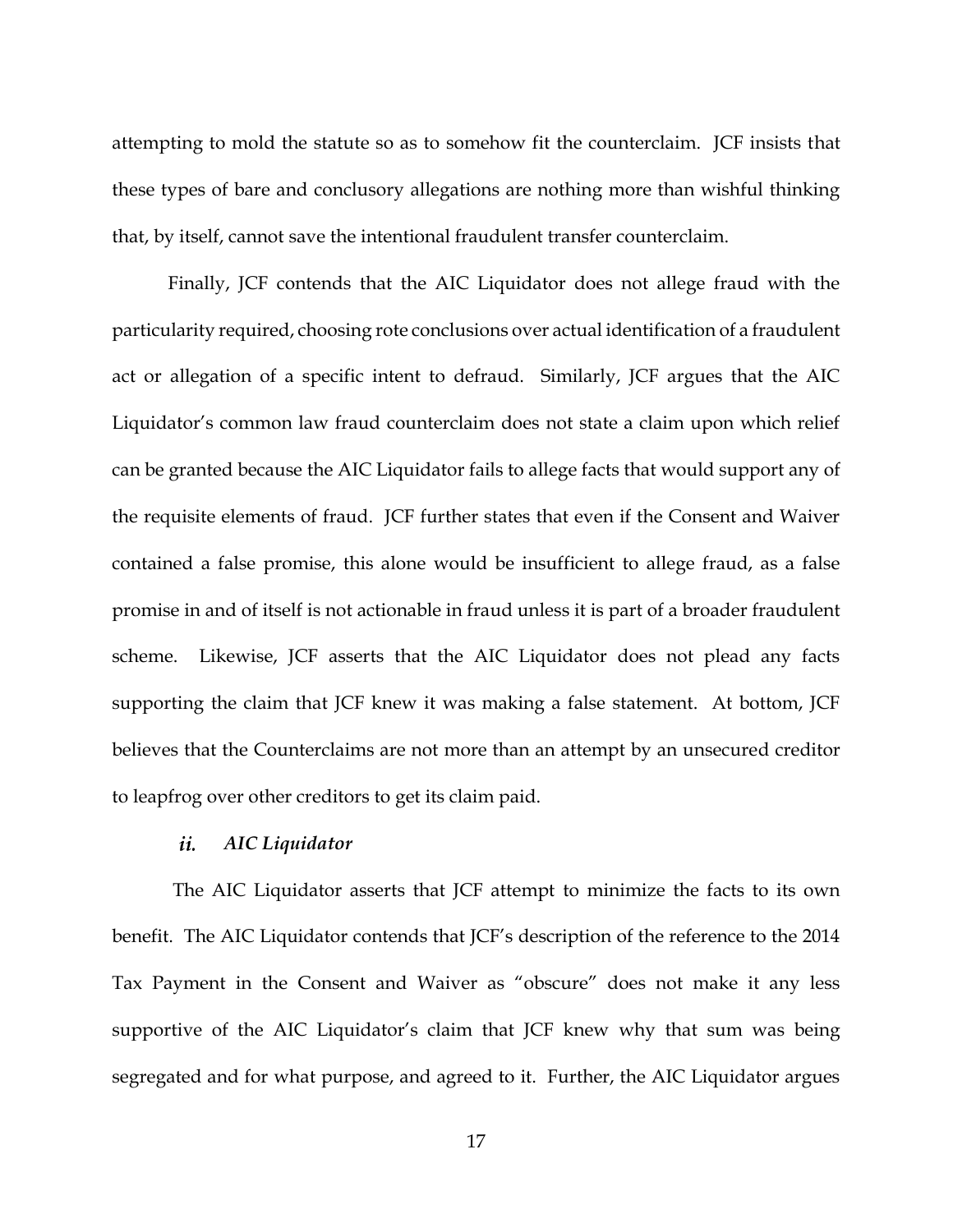attempting to mold the statute so as to somehow fit the counterclaim. JCF insists that these types of bare and conclusory allegations are nothing more than wishful thinking that, by itself, cannot save the intentional fraudulent transfer counterclaim.

Finally, JCF contends that the AIC Liquidator does not allege fraud with the particularity required, choosing rote conclusions over actual identification of a fraudulent act or allegation of a specific intent to defraud. Similarly, JCF argues that the AIC Liquidator's common law fraud counterclaim does not state a claim upon which relief can be granted because the AIC Liquidator fails to allege facts that would support any of the requisite elements of fraud. JCF further states that even if the Consent and Waiver contained a false promise, this alone would be insufficient to allege fraud, as a false promise in and of itself is not actionable in fraud unless it is part of a broader fraudulent scheme. Likewise, JCF asserts that the AIC Liquidator does not plead any facts supporting the claim that JCF knew it was making a false statement. At bottom, JCF believes that the Counterclaims are not more than an attempt by an unsecured creditor to leapfrog over other creditors to get its claim paid.

#### *ii. AIC Liquidator*

The AIC Liquidator asserts that JCF attempt to minimize the facts to its own benefit. The AIC Liquidator contends that JCF's description of the reference to the 2014 Tax Payment in the Consent and Waiver as "obscure" does not make it any less supportive of the AIC Liquidator's claim that JCF knew why that sum was being segregated and for what purpose, and agreed to it. Further, the AIC Liquidator argues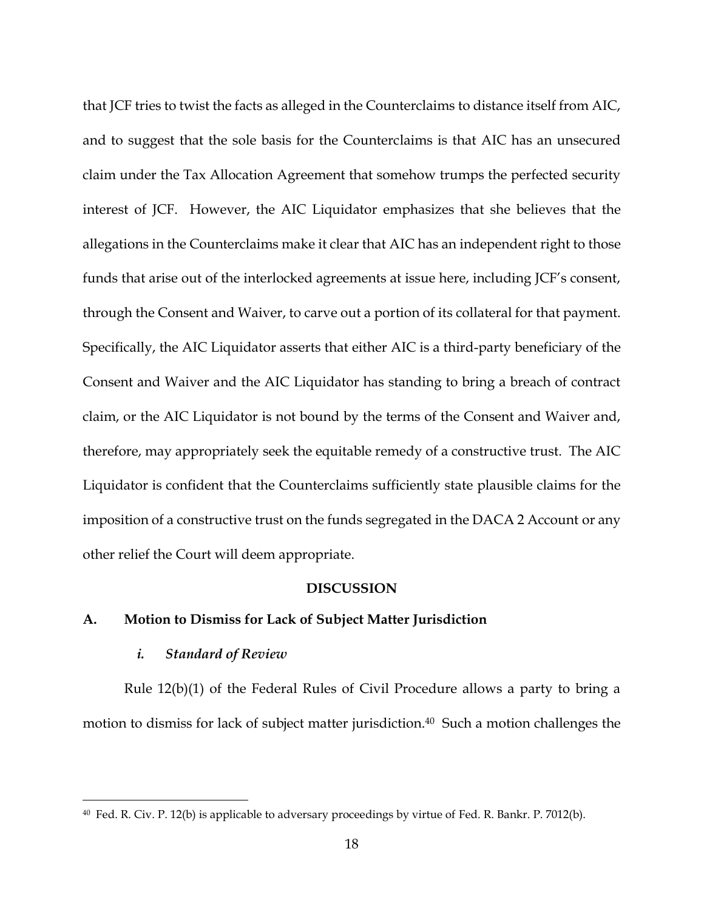that JCF tries to twist the facts as alleged in the Counterclaims to distance itself from AIC, and to suggest that the sole basis for the Counterclaims is that AIC has an unsecured claim under the Tax Allocation Agreement that somehow trumps the perfected security interest of JCF. However, the AIC Liquidator emphasizes that she believes that the allegations in the Counterclaims make it clear that AIC has an independent right to those funds that arise out of the interlocked agreements at issue here, including JCF's consent, through the Consent and Waiver, to carve out a portion of its collateral for that payment. Specifically, the AIC Liquidator asserts that either AIC is a third-party beneficiary of the Consent and Waiver and the AIC Liquidator has standing to bring a breach of contract claim, or the AIC Liquidator is not bound by the terms of the Consent and Waiver and, therefore, may appropriately seek the equitable remedy of a constructive trust. The AIC Liquidator is confident that the Counterclaims sufficiently state plausible claims for the imposition of a constructive trust on the funds segregated in the DACA 2 Account or any other relief the Court will deem appropriate.

## DISCUSSION

### A. Motion to Dismiss for Lack of Subject Matter Jurisdiction

#### *i. Standard of Review*

Rule 12(b)(1) of the Federal Rules of Civil Procedure allows a party to bring a motion to dismiss for lack of subject matter jurisdiction.[40] Such a motion challenges the

---

[40] Fed. R. Civ. P. 12(b) is applicable to adversary proceedings by virtue of Fed. R. Bankr. P. 7012(b).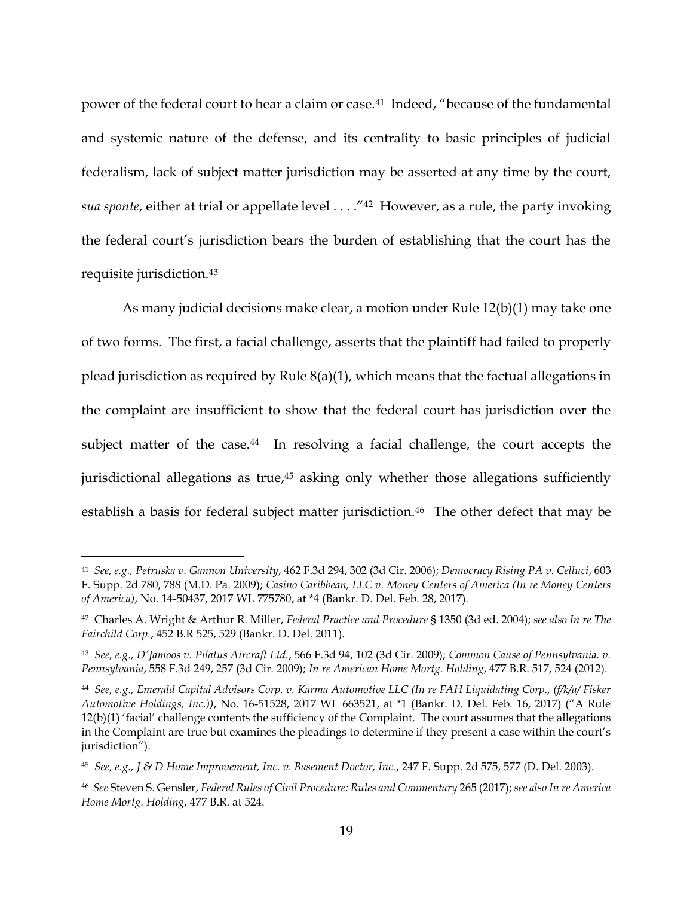power of the federal court to hear a claim or case.[41] Indeed, "because of the fundamental and systemic nature of the defense, and its centrality to basic principles of judicial federalism, lack of subject matter jurisdiction may be asserted at any time by the court, *sua sponte*, either at trial or appellate level . . . ."[42] However, as a rule, the party invoking the federal court's jurisdiction bears the burden of establishing that the court has the requisite jurisdiction.[43]

As many judicial decisions make clear, a motion under Rule 12(b)(1) may take one of two forms. The first, a facial challenge, asserts that the plaintiff had failed to properly plead jurisdiction as required by Rule 8(a)(1), which means that the factual allegations in the complaint are insufficient to show that the federal court has jurisdiction over the subject matter of the case.[44] In resolving a facial challenge, the court accepts the jurisdictional allegations as true,[45] asking only whether those allegations sufficiently establish a basis for federal subject matter jurisdiction.[46] The other defect that may be

---

[41] *See, e.g., Petruska v. Gannon University*, 462 F.3d 294, 302 (3d Cir. 2006); *Democracy Rising PA v. Celluci*, 603 F. Supp. 2d 780, 788 (M.D. Pa. 2009); *Casino Caribbean, LLC v. Money Centers of America (In re Money Centers of America)*, No. 14-50437, 2017 WL 775780, at *4 (Bankr. D. Del. Feb. 28, 2017).

[42] Charles A. Wright & Arthur R. Miller, *Federal Practice and Procedure* § 1350 (3d ed. 2004); *see also In re The Fairchild Corp.*, 452 B.R 525, 529 (Bankr. D. Del. 2011).

[43] *See, e.g., D'Jamoos v. Pilatus Aircraft Ltd.*, 566 F.3d 94, 102 (3d Cir. 2009); *Common Cause of Pennsylvania. v. Pennsylvania*, 558 F.3d 249, 257 (3d Cir. 2009); *In re American Home Mortg. Holding*, 477 B.R. 517, 524 (2012).

[44] *See, e.g., Emerald Capital Advisors Corp. v. Karma Automotive LLC (In re FAH Liquidating Corp., (f/k/a/ Fisker Automotive Holdings, Inc.))*, No. 16-51528, 2017 WL 663521, at *1 (Bankr. D. Del. Feb. 16, 2017) ("A Rule 12(b)(1) 'facial' challenge contents the sufficiency of the Complaint. The court assumes that the allegations in the Complaint are true but examines the pleadings to determine if they present a case within the court's jurisdiction").

[45] *See, e.g., J & D Home Improvement, Inc. v. Basement Doctor, Inc.*, 247 F. Supp. 2d 575, 577 (D. Del. 2003).

[46] *See* Steven S. Gensler, *Federal Rules of Civil Procedure: Rules and Commentary* 265 (2017); *see also In re America Home Mortg. Holding*, 477 B.R. at 524.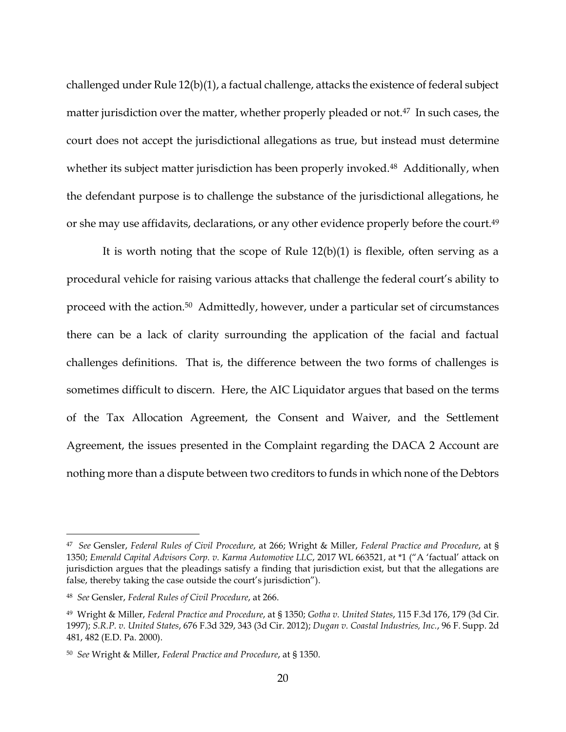challenged under Rule 12(b)(1), a factual challenge, attacks the existence of federal subject matter jurisdiction over the matter, whether properly pleaded or not.[47] In such cases, the court does not accept the jurisdictional allegations as true, but instead must determine whether its subject matter jurisdiction has been properly invoked.[48] Additionally, when the defendant purpose is to challenge the substance of the jurisdictional allegations, he or she may use affidavits, declarations, or any other evidence properly before the court.[49]

It is worth noting that the scope of Rule 12(b)(1) is flexible, often serving as a procedural vehicle for raising various attacks that challenge the federal court's ability to proceed with the action.[50] Admittedly, however, under a particular set of circumstances there can be a lack of clarity surrounding the application of the facial and factual challenges definitions. That is, the difference between the two forms of challenges is sometimes difficult to discern. Here, the AIC Liquidator argues that based on the terms of the Tax Allocation Agreement, the Consent and Waiver, and the Settlement Agreement, the issues presented in the Complaint regarding the DACA 2 Account are nothing more than a dispute between two creditors to funds in which none of the Debtors

---

[47] *See* Gensler, *Federal Rules of Civil Procedure*, at 266; Wright & Miller, *Federal Practice and Procedure*, at § 1350; *Emerald Capital Advisors Corp. v. Karma Automotive LLC*, 2017 WL 663521, at *1 ("A 'factual' attack on jurisdiction argues that the pleadings satisfy a finding that jurisdiction exist, but that the allegations are false, thereby taking the case outside the court's jurisdiction").

[48] *See* Gensler, *Federal Rules of Civil Procedure*, at 266.

[49] Wright & Miller, *Federal Practice and Procedure*, at § 1350; *Gotha v. United States*, 115 F.3d 176, 179 (3d Cir. 1997); *S.R.P. v. United States*, 676 F.3d 329, 343 (3d Cir. 2012); *Dugan v. Coastal Industries, Inc.*, 96 F. Supp. 2d 481, 482 (E.D. Pa. 2000).

[50] *See* Wright & Miller, *Federal Practice and Procedure*, at § 1350.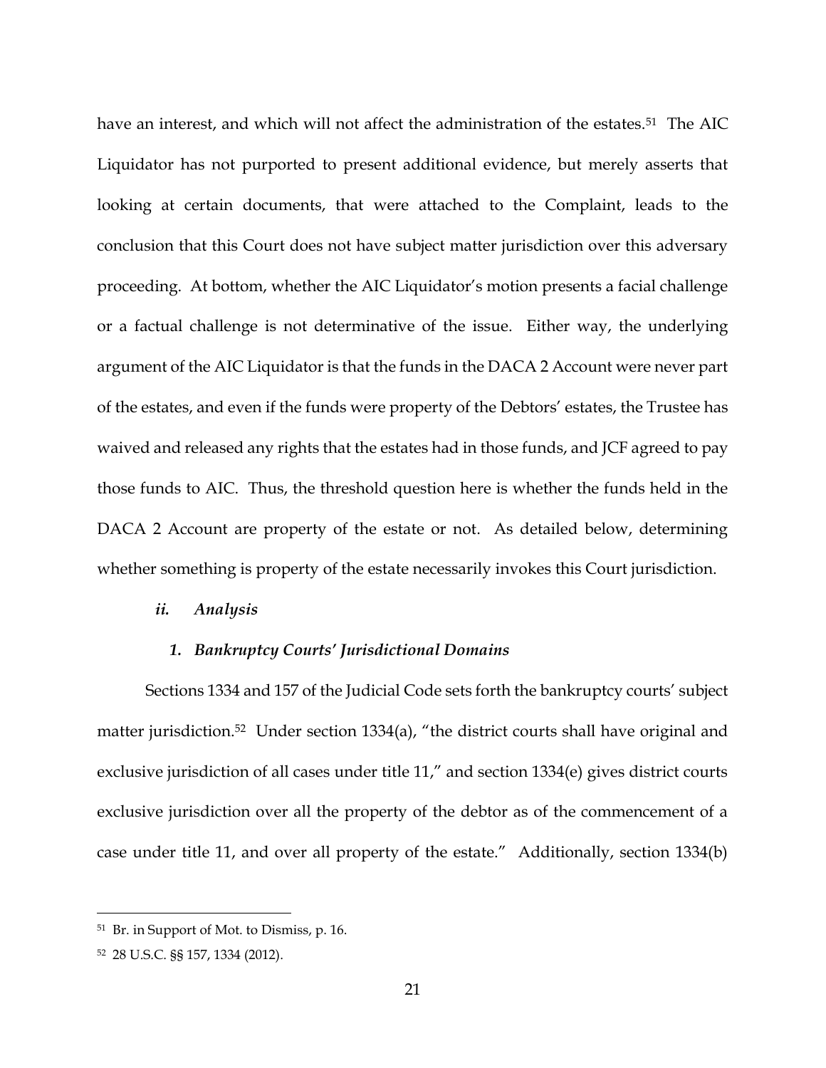have an interest, and which will not affect the administration of the estates.[51] The AIC Liquidator has not purported to present additional evidence, but merely asserts that looking at certain documents, that were attached to the Complaint, leads to the conclusion that this Court does not have subject matter jurisdiction over this adversary proceeding. At bottom, whether the AIC Liquidator's motion presents a facial challenge or a factual challenge is not determinative of the issue. Either way, the underlying argument of the AIC Liquidator is that the funds in the DACA 2 Account were never part of the estates, and even if the funds were property of the Debtors' estates, the Trustee has waived and released any rights that the estates had in those funds, and JCF agreed to pay those funds to AIC. Thus, the threshold question here is whether the funds held in the DACA 2 Account are property of the estate or not. As detailed below, determining whether something is property of the estate necessarily invokes this Court jurisdiction.

***ii. Analysis***

***1. Bankruptcy Courts' Jurisdictional Domains***

Sections 1334 and 157 of the Judicial Code sets forth the bankruptcy courts' subject matter jurisdiction.[52] Under section 1334(a), "the district courts shall have original and exclusive jurisdiction of all cases under title 11," and section 1334(e) gives district courts exclusive jurisdiction over all the property of the debtor as of the commencement of a case under title 11, and over all property of the estate." Additionally, section 1334(b)

---

[51] Br. in Support of Mot. to Dismiss, p. 16.

[52] 28 U.S.C. §§ 157, 1334 (2012).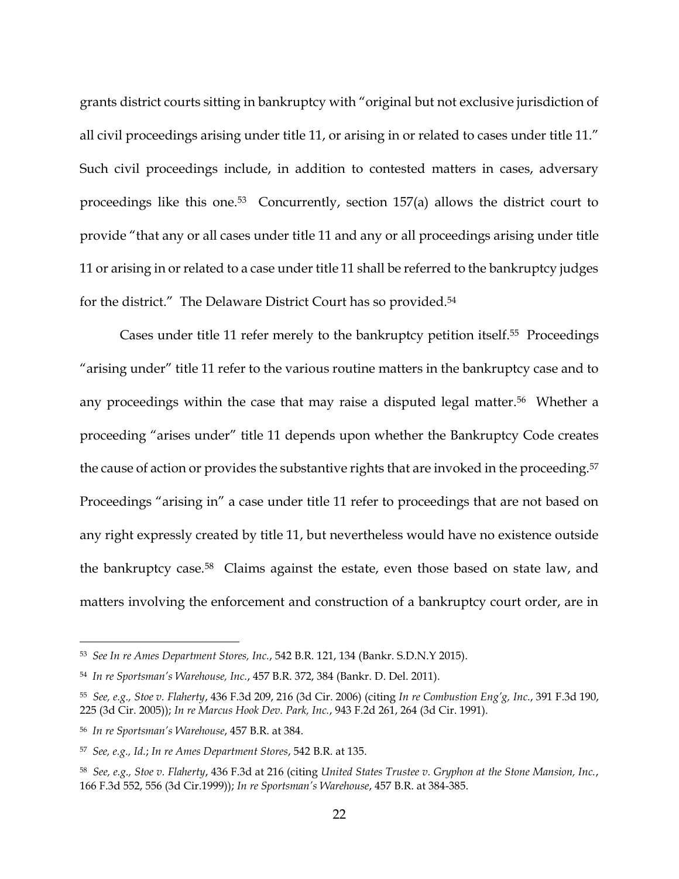grants district courts sitting in bankruptcy with "original but not exclusive jurisdiction of all civil proceedings arising under title 11, or arising in or related to cases under title 11." Such civil proceedings include, in addition to contested matters in cases, adversary proceedings like this one.[53] Concurrently, section 157(a) allows the district court to provide "that any or all cases under title 11 and any or all proceedings arising under title 11 or arising in or related to a case under title 11 shall be referred to the bankruptcy judges for the district." The Delaware District Court has so provided.[54]

Cases under title 11 refer merely to the bankruptcy petition itself.[55] Proceedings "arising under" title 11 refer to the various routine matters in the bankruptcy case and to any proceedings within the case that may raise a disputed legal matter.[56] Whether a proceeding "arises under" title 11 depends upon whether the Bankruptcy Code creates the cause of action or provides the substantive rights that are invoked in the proceeding.[57] Proceedings "arising in" a case under title 11 refer to proceedings that are not based on any right expressly created by title 11, but nevertheless would have no existence outside the bankruptcy case.[58] Claims against the estate, even those based on state law, and matters involving the enforcement and construction of a bankruptcy court order, are in

---

[53] *See In re Ames Department Stores, Inc.*, 542 B.R. 121, 134 (Bankr. S.D.N.Y 2015).

[54] *In re Sportsman's Warehouse, Inc.*, 457 B.R. 372, 384 (Bankr. D. Del. 2011).

[55] *See, e.g., Stoe v. Flaherty*, 436 F.3d 209, 216 (3d Cir. 2006) (citing *In re Combustion Eng'g, Inc.*, 391 F.3d 190, 225 (3d Cir. 2005)); *In re Marcus Hook Dev. Park, Inc.*, 943 F.2d 261, 264 (3d Cir. 1991).

[56] *In re Sportsman's Warehouse*, 457 B.R. at 384.

[57] *See, e.g., Id.*; *In re Ames Department Stores*, 542 B.R. at 135.

[58] *See, e.g., Stoe v. Flaherty*, 436 F.3d at 216 (citing *United States Trustee v. Gryphon at the Stone Mansion, Inc.*, 166 F.3d 552, 556 (3d Cir.1999)); *In re Sportsman's Warehouse*, 457 B.R. at 384-385.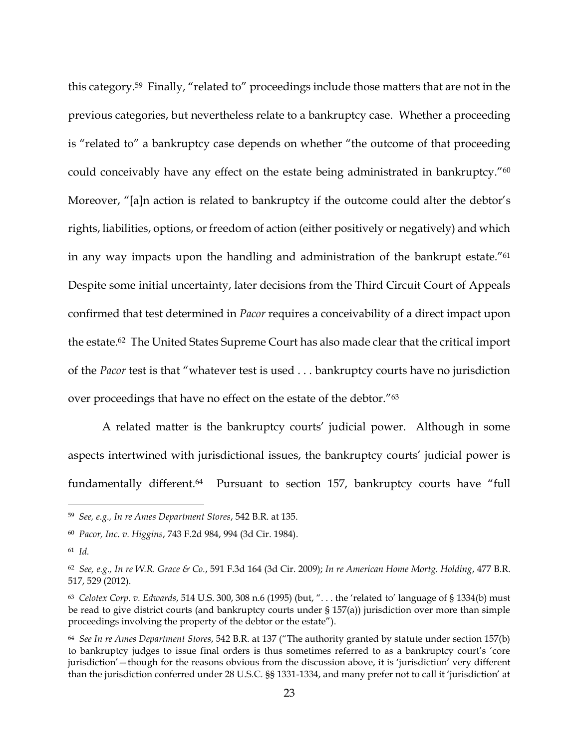this category.[59] Finally, "related to" proceedings include those matters that are not in the previous categories, but nevertheless relate to a bankruptcy case. Whether a proceeding is "related to" a bankruptcy case depends on whether "the outcome of that proceeding could conceivably have any effect on the estate being administrated in bankruptcy."[60] Moreover, "[a]n action is related to bankruptcy if the outcome could alter the debtor's rights, liabilities, options, or freedom of action (either positively or negatively) and which in any way impacts upon the handling and administration of the bankrupt estate."[61] Despite some initial uncertainty, later decisions from the Third Circuit Court of Appeals confirmed that test determined in *Pacor* requires a conceivability of a direct impact upon the estate.[62] The United States Supreme Court has also made clear that the critical import of the *Pacor* test is that "whatever test is used . . . bankruptcy courts have no jurisdiction over proceedings that have no effect on the estate of the debtor."[63]

A related matter is the bankruptcy courts' judicial power. Although in some aspects intertwined with jurisdictional issues, the bankruptcy courts' judicial power is fundamentally different.[64] Pursuant to section 157, bankruptcy courts have "full

---

[59] *See, e.g., In re Ames Department Stores*, 542 B.R. at 135.

[60] *Pacor, Inc. v. Higgins*, 743 F.2d 984, 994 (3d Cir. 1984).

[61] *Id.*

[62] *See, e.g., In re W.R. Grace & Co.*, 591 F.3d 164 (3d Cir. 2009); *In re American Home Mortg. Holding*, 477 B.R. 517, 529 (2012).

[63] *Celotex Corp. v. Edwards*, 514 U.S. 300, 308 n.6 (1995) (but, ". . . the 'related to' language of § 1334(b) must be read to give district courts (and bankruptcy courts under § 157(a)) jurisdiction over more than simple proceedings involving the property of the debtor or the estate").

[64] *See In re Ames Department Stores*, 542 B.R. at 137 ("The authority granted by statute under section 157(b) to bankruptcy judges to issue final orders is thus sometimes referred to as a bankruptcy court's 'core jurisdiction'—though for the reasons obvious from the discussion above, it is 'jurisdiction' very different than the jurisdiction conferred under 28 U.S.C. §§ 1331-1334, and many prefer not to call it 'jurisdiction' at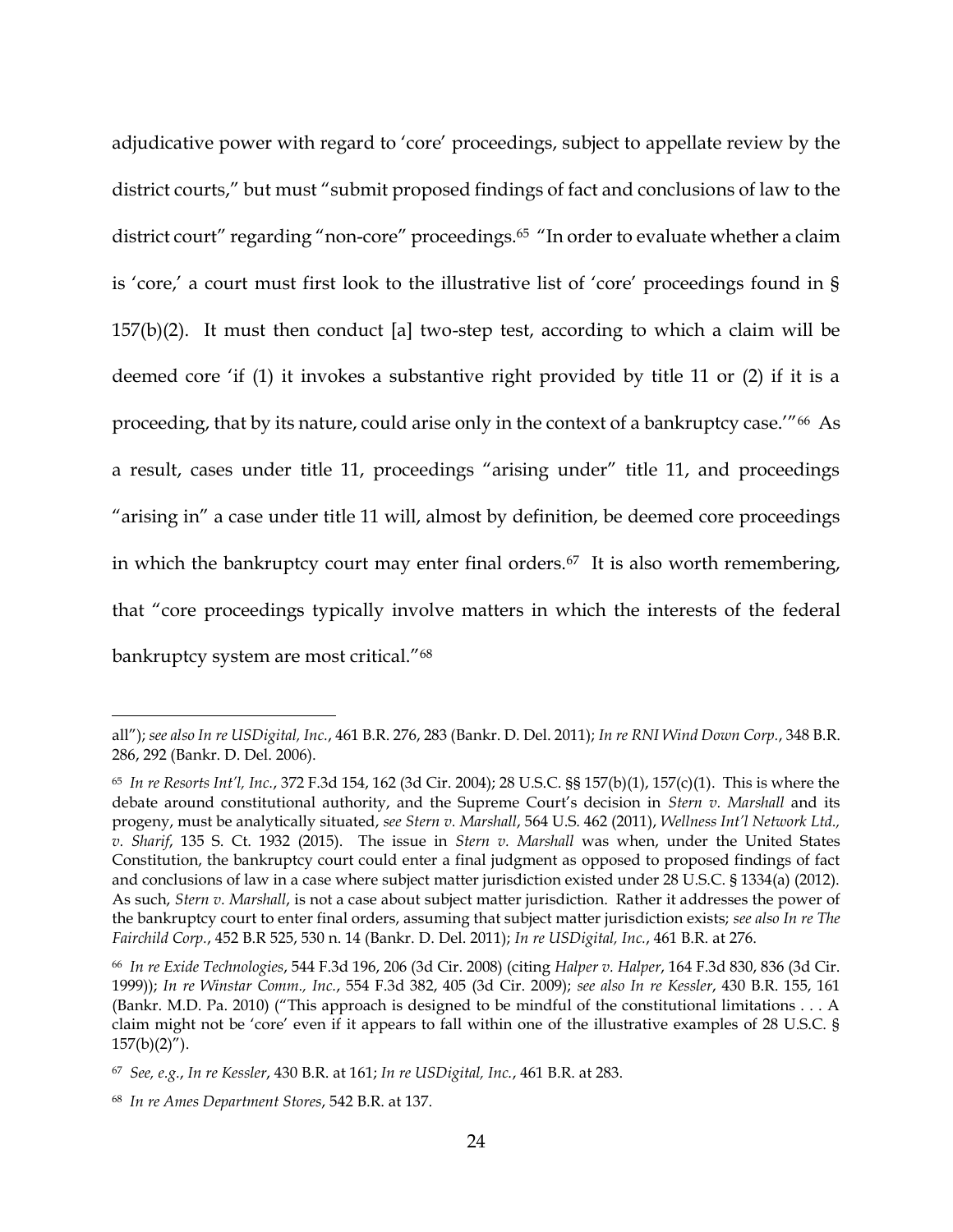adjudicative power with regard to 'core' proceedings, subject to appellate review by the district courts," but must "submit proposed findings of fact and conclusions of law to the district court" regarding "non-core" proceedings.[65] "In order to evaluate whether a claim is 'core,' a court must first look to the illustrative list of 'core' proceedings found in § 157(b)(2). It must then conduct [a] two-step test, according to which a claim will be deemed core 'if (1) it invokes a substantive right provided by title 11 or (2) if it is a proceeding, that by its nature, could arise only in the context of a bankruptcy case.'"[66] As a result, cases under title 11, proceedings "arising under" title 11, and proceedings "arising in" a case under title 11 will, almost by definition, be deemed core proceedings in which the bankruptcy court may enter final orders.[67] It is also worth remembering, that "core proceedings typically involve matters in which the interests of the federal bankruptcy system are most critical."[68]

---

all"); *see also In re USDigital, Inc.*, 461 B.R. 276, 283 (Bankr. D. Del. 2011); *In re RNI Wind Down Corp.*, 348 B.R. 286, 292 (Bankr. D. Del. 2006).

[65] *In re Resorts Int'l, Inc.*, 372 F.3d 154, 162 (3d Cir. 2004); 28 U.S.C. §§ 157(b)(1), 157(c)(1). This is where the debate around constitutional authority, and the Supreme Court's decision in *Stern v. Marshall* and its progeny, must be analytically situated, *see Stern v. Marshall*, 564 U.S. 462 (2011), *Wellness Int'l Network Ltd., v. Sharif*, 135 S. Ct. 1932 (2015). The issue in *Stern v. Marshall* was when, under the United States Constitution, the bankruptcy court could enter a final judgment as opposed to proposed findings of fact and conclusions of law in a case where subject matter jurisdiction existed under 28 U.S.C. § 1334(a) (2012). As such, *Stern v. Marshall*, is not a case about subject matter jurisdiction. Rather it addresses the power of the bankruptcy court to enter final orders, assuming that subject matter jurisdiction exists; *see also In re The Fairchild Corp.*, 452 B.R 525, 530 n. 14 (Bankr. D. Del. 2011); *In re USDigital, Inc.*, 461 B.R. at 276.

[66] *In re Exide Technologies*, 544 F.3d 196, 206 (3d Cir. 2008) (citing *Halper v. Halper*, 164 F.3d 830, 836 (3d Cir. 1999)); *In re Winstar Comm., Inc.*, 554 F.3d 382, 405 (3d Cir. 2009); *see also In re Kessler*, 430 B.R. 155, 161 (Bankr. M.D. Pa. 2010) ("This approach is designed to be mindful of the constitutional limitations . . . A claim might not be 'core' even if it appears to fall within one of the illustrative examples of 28 U.S.C. § 157(b)(2)").

[67] *See, e.g.*, *In re Kessler*, 430 B.R. at 161; *In re USDigital, Inc.*, 461 B.R. at 283.

[68] *In re Ames Department Stores*, 542 B.R. at 137.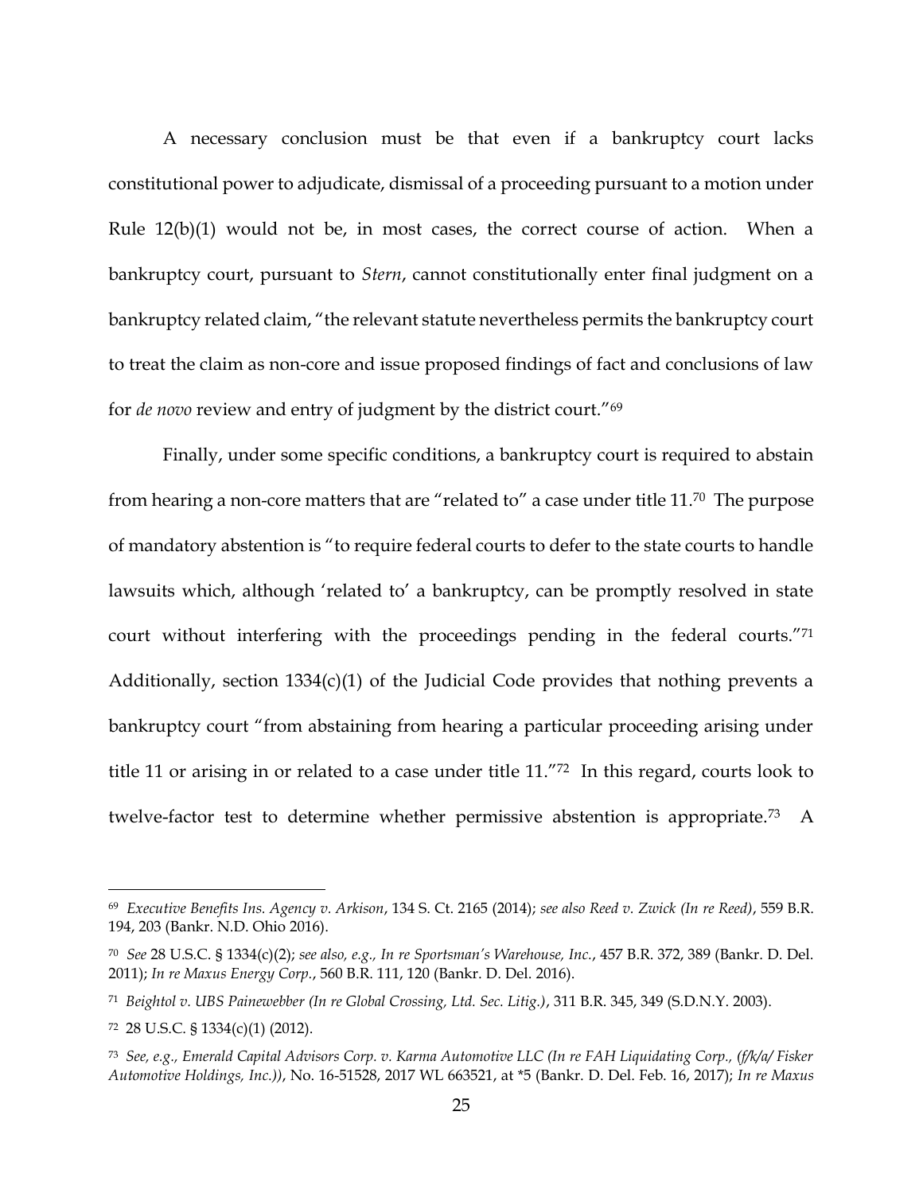A necessary conclusion must be that even if a bankruptcy court lacks constitutional power to adjudicate, dismissal of a proceeding pursuant to a motion under Rule 12(b)(1) would not be, in most cases, the correct course of action. When a bankruptcy court, pursuant to *Stern*, cannot constitutionally enter final judgment on a bankruptcy related claim, "the relevant statute nevertheless permits the bankruptcy court to treat the claim as non-core and issue proposed findings of fact and conclusions of law for *de novo* review and entry of judgment by the district court."[69]

Finally, under some specific conditions, a bankruptcy court is required to abstain from hearing a non-core matters that are "related to" a case under title 11.[70] The purpose of mandatory abstention is "to require federal courts to defer to the state courts to handle lawsuits which, although 'related to' a bankruptcy, can be promptly resolved in state court without interfering with the proceedings pending in the federal courts."[71] Additionally, section 1334(c)(1) of the Judicial Code provides that nothing prevents a bankruptcy court "from abstaining from hearing a particular proceeding arising under title 11 or arising in or related to a case under title 11."[72] In this regard, courts look to twelve-factor test to determine whether permissive abstention is appropriate.[73] A

---

[69] *Executive Benefits Ins. Agency v. Arkison*, 134 S. Ct. 2165 (2014); *see also Reed v. Zwick (In re Reed)*, 559 B.R. 194, 203 (Bankr. N.D. Ohio 2016).

[70] *See* 28 U.S.C. § 1334(c)(2); *see also, e.g., In re Sportsman's Warehouse, Inc.*, 457 B.R. 372, 389 (Bankr. D. Del. 2011); *In re Maxus Energy Corp.*, 560 B.R. 111, 120 (Bankr. D. Del. 2016).

[71] *Beightol v. UBS Painewebber (In re Global Crossing, Ltd. Sec. Litig.)*, 311 B.R. 345, 349 (S.D.N.Y. 2003).

[72] 28 U.S.C. § 1334(c)(1) (2012).

[73] *See, e.g., Emerald Capital Advisors Corp. v. Karma Automotive LLC (In re FAH Liquidating Corp., (f/k/a/ Fisker Automotive Holdings, Inc.))*, No. 16-51528, 2017 WL 663521, at *5 (Bankr. D. Del. Feb. 16, 2017); *In re Maxus*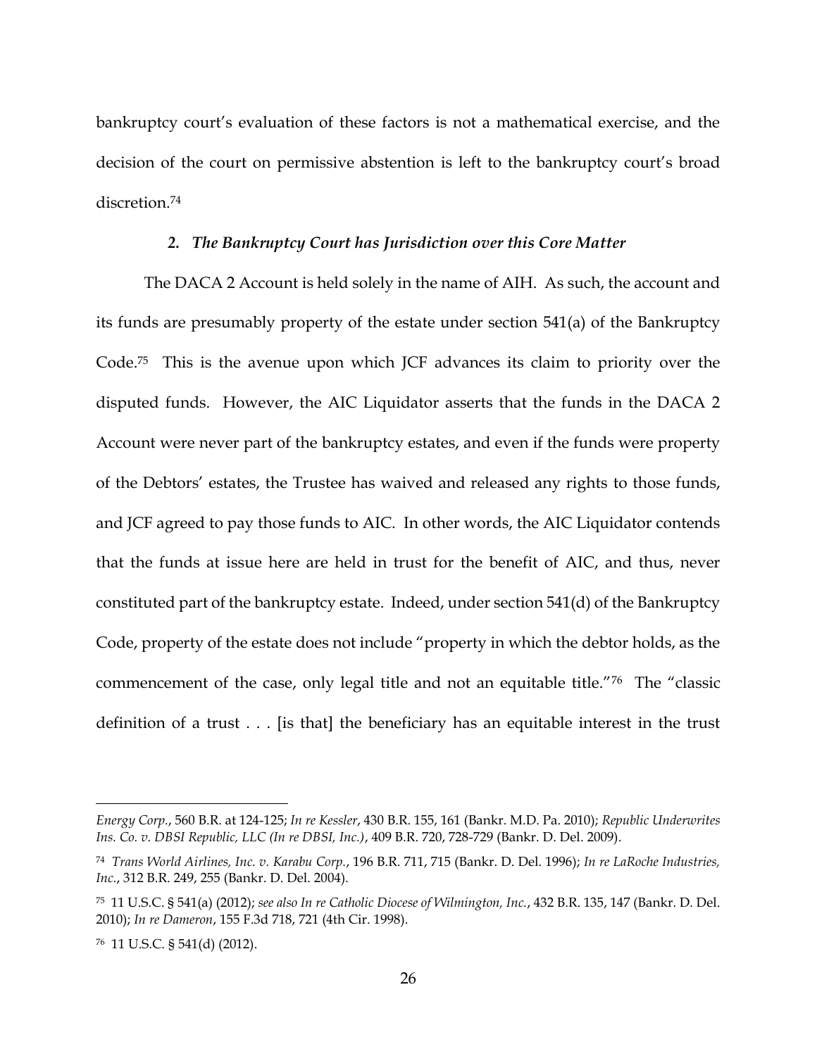bankruptcy court's evaluation of these factors is not a mathematical exercise, and the decision of the court on permissive abstention is left to the bankruptcy court's broad discretion.[74]

### *2. The Bankruptcy Court has Jurisdiction over this Core Matter*

The DACA 2 Account is held solely in the name of AIH. As such, the account and its funds are presumably property of the estate under section 541(a) of the Bankruptcy Code.[75] This is the avenue upon which JCF advances its claim to priority over the disputed funds. However, the AIC Liquidator asserts that the funds in the DACA 2 Account were never part of the bankruptcy estates, and even if the funds were property of the Debtors' estates, the Trustee has waived and released any rights to those funds, and JCF agreed to pay those funds to AIC. In other words, the AIC Liquidator contends that the funds at issue here are held in trust for the benefit of AIC, and thus, never constituted part of the bankruptcy estate. Indeed, under section 541(d) of the Bankruptcy Code, property of the estate does not include "property in which the debtor holds, as the commencement of the case, only legal title and not an equitable title."[76] The "classic definition of a trust . . . [is that] the beneficiary has an equitable interest in the trust

---

*Energy Corp.*, 560 B.R. at 124-125; *In re Kessler*, 430 B.R. 155, 161 (Bankr. M.D. Pa. 2010); *Republic Underwrites Ins. Co. v. DBSI Republic, LLC (In re DBSI, Inc.)*, 409 B.R. 720, 728-729 (Bankr. D. Del. 2009).

[74] *Trans World Airlines, Inc. v. Karabu Corp.*, 196 B.R. 711, 715 (Bankr. D. Del. 1996); *In re LaRoche Industries, Inc.*, 312 B.R. 249, 255 (Bankr. D. Del. 2004).

[75] 11 U.S.C. § 541(a) (2012); *see also In re Catholic Diocese of Wilmington, Inc.*, 432 B.R. 135, 147 (Bankr. D. Del. 2010); *In re Dameron*, 155 F.3d 718, 721 (4th Cir. 1998).

[76] 11 U.S.C. § 541(d) (2012).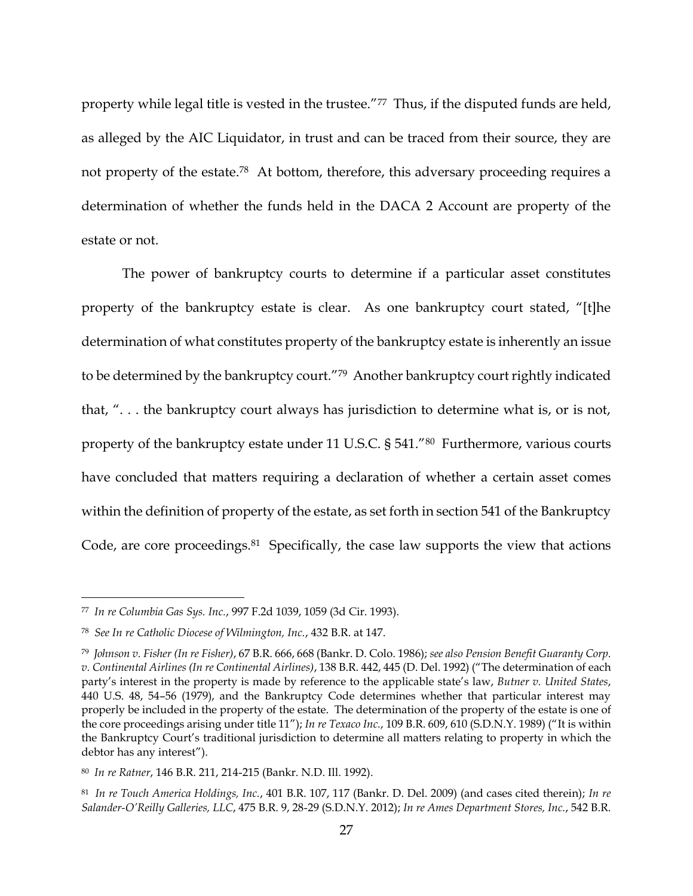property while legal title is vested in the trustee."[77] Thus, if the disputed funds are held, as alleged by the AIC Liquidator, in trust and can be traced from their source, they are not property of the estate.[78] At bottom, therefore, this adversary proceeding requires a determination of whether the funds held in the DACA 2 Account are property of the estate or not.

The power of bankruptcy courts to determine if a particular asset constitutes property of the bankruptcy estate is clear. As one bankruptcy court stated, "[t]he determination of what constitutes property of the bankruptcy estate is inherently an issue to be determined by the bankruptcy court."[79] Another bankruptcy court rightly indicated that, ". . . the bankruptcy court always has jurisdiction to determine what is, or is not, property of the bankruptcy estate under 11 U.S.C. § 541."[80] Furthermore, various courts have concluded that matters requiring a declaration of whether a certain asset comes within the definition of property of the estate, as set forth in section 541 of the Bankruptcy Code, are core proceedings.[81] Specifically, the case law supports the view that actions

---

[77] *In re Columbia Gas Sys. Inc.*, 997 F.2d 1039, 1059 (3d Cir. 1993).

[78] *See In re Catholic Diocese of Wilmington, Inc.*, 432 B.R. at 147.

[79] *Johnson v. Fisher (In re Fisher)*, 67 B.R. 666, 668 (Bankr. D. Colo. 1986); *see also Pension Benefit Guaranty Corp. v. Continental Airlines (In re Continental Airlines)*, 138 B.R. 442, 445 (D. Del. 1992) ("The determination of each party's interest in the property is made by reference to the applicable state's law, *Butner v. United States*, 440 U.S. 48, 54–56 (1979), and the Bankruptcy Code determines whether that particular interest may properly be included in the property of the estate. The determination of the property of the estate is one of the core proceedings arising under title 11"); *In re Texaco Inc.*, 109 B.R. 609, 610 (S.D.N.Y. 1989) ("It is within the Bankruptcy Court's traditional jurisdiction to determine all matters relating to property in which the debtor has any interest").

[80] *In re Ratner*, 146 B.R. 211, 214-215 (Bankr. N.D. Ill. 1992).

[81] *In re Touch America Holdings, Inc.*, 401 B.R. 107, 117 (Bankr. D. Del. 2009) (and cases cited therein); *In re Salander-O'Reilly Galleries, LLC*, 475 B.R. 9, 28-29 (S.D.N.Y. 2012); *In re Ames Department Stores, Inc.*, 542 B.R.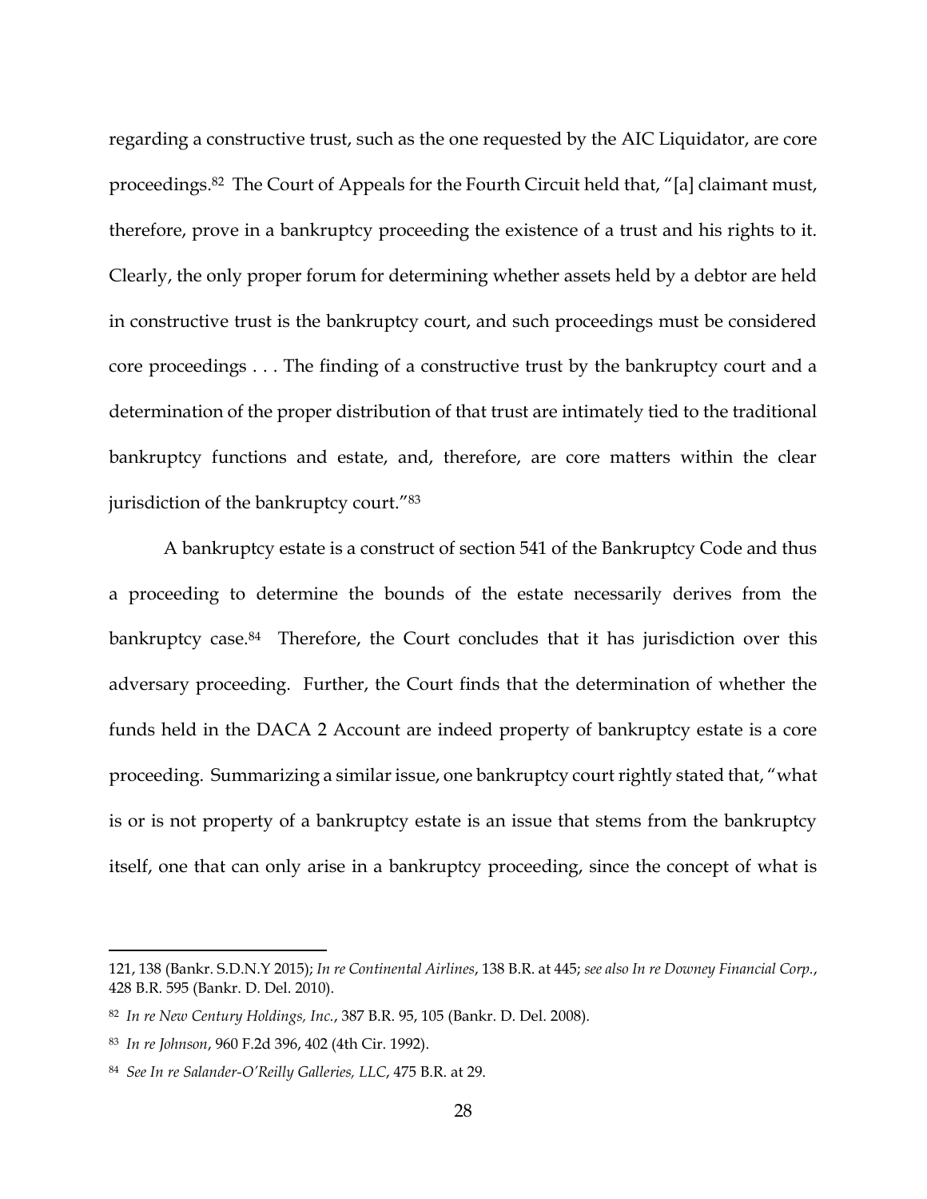regarding a constructive trust, such as the one requested by the AIC Liquidator, are core proceedings.[82] The Court of Appeals for the Fourth Circuit held that, "[a] claimant must, therefore, prove in a bankruptcy proceeding the existence of a trust and his rights to it. Clearly, the only proper forum for determining whether assets held by a debtor are held in constructive trust is the bankruptcy court, and such proceedings must be considered core proceedings . . . The finding of a constructive trust by the bankruptcy court and a determination of the proper distribution of that trust are intimately tied to the traditional bankruptcy functions and estate, and, therefore, are core matters within the clear jurisdiction of the bankruptcy court."[83]

A bankruptcy estate is a construct of section 541 of the Bankruptcy Code and thus a proceeding to determine the bounds of the estate necessarily derives from the bankruptcy case.[84] Therefore, the Court concludes that it has jurisdiction over this adversary proceeding. Further, the Court finds that the determination of whether the funds held in the DACA 2 Account are indeed property of bankruptcy estate is a core proceeding. Summarizing a similar issue, one bankruptcy court rightly stated that, "what is or is not property of a bankruptcy estate is an issue that stems from the bankruptcy itself, one that can only arise in a bankruptcy proceeding, since the concept of what is

---

121, 138 (Bankr. S.D.N.Y 2015); *In re Continental Airlines*, 138 B.R. at 445; *see also In re Downey Financial Corp.*, 428 B.R. 595 (Bankr. D. Del. 2010).

[82] *In re New Century Holdings, Inc.*, 387 B.R. 95, 105 (Bankr. D. Del. 2008).

[83] *In re Johnson*, 960 F.2d 396, 402 (4th Cir. 1992).

[84] *See In re Salander-O'Reilly Galleries, LLC*, 475 B.R. at 29.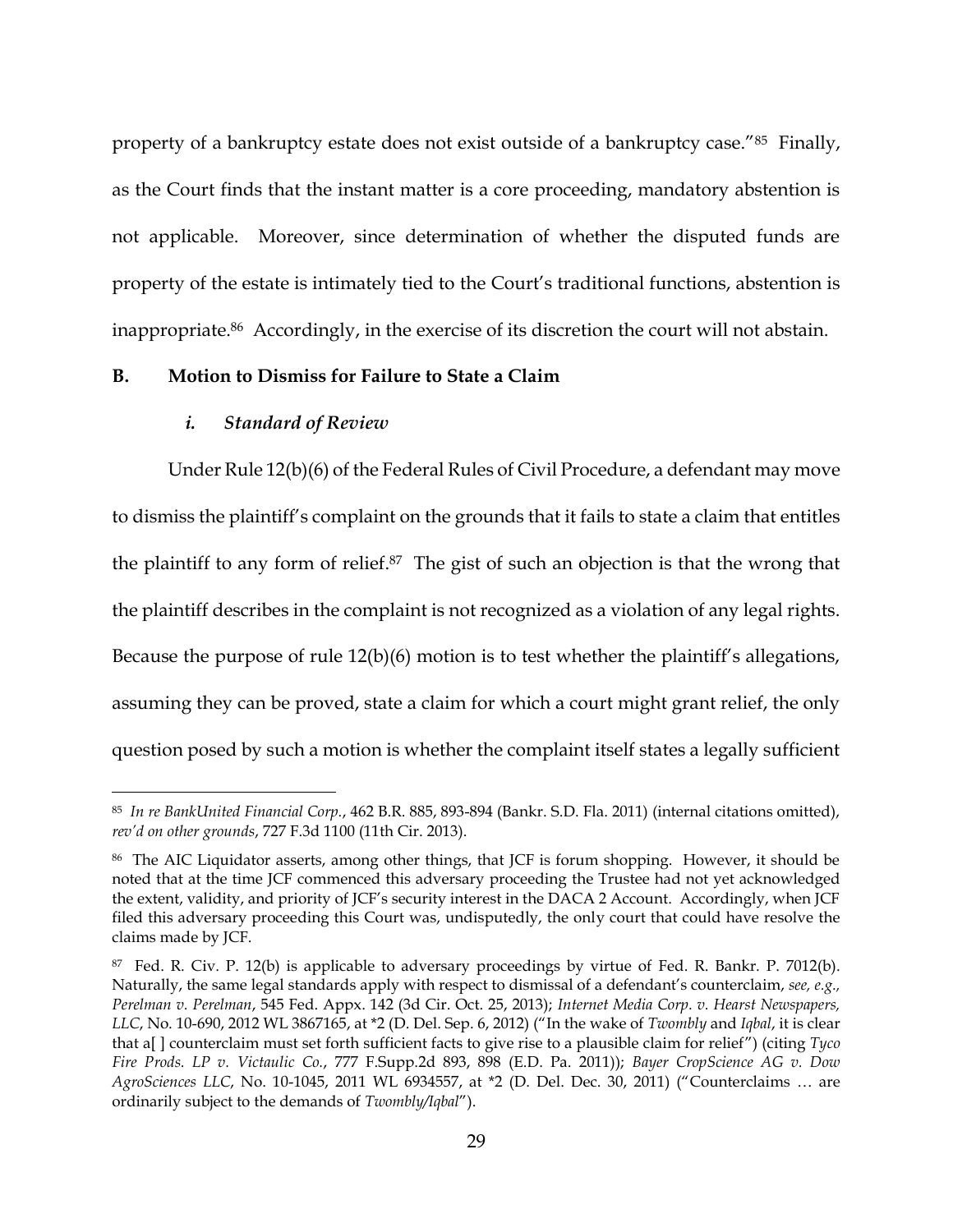property of a bankruptcy estate does not exist outside of a bankruptcy case."[85] Finally, as the Court finds that the instant matter is a core proceeding, mandatory abstention is not applicable. Moreover, since determination of whether the disputed funds are property of the estate is intimately tied to the Court's traditional functions, abstention is inappropriate.[86] Accordingly, in the exercise of its discretion the court will not abstain.

## B. Motion to Dismiss for Failure to State a Claim

### *i. Standard of Review*

Under Rule 12(b)(6) of the Federal Rules of Civil Procedure, a defendant may move to dismiss the plaintiff's complaint on the grounds that it fails to state a claim that entitles the plaintiff to any form of relief.[87] The gist of such an objection is that the wrong that the plaintiff describes in the complaint is not recognized as a violation of any legal rights. Because the purpose of rule 12(b)(6) motion is to test whether the plaintiff's allegations, assuming they can be proved, state a claim for which a court might grant relief, the only question posed by such a motion is whether the complaint itself states a legally sufficient

---

[85] *In re BankUnited Financial Corp.*, 462 B.R. 885, 893-894 (Bankr. S.D. Fla. 2011) (internal citations omitted), *rev'd on other grounds*, 727 F.3d 1100 (11th Cir. 2013).

[86] The AIC Liquidator asserts, among other things, that JCF is forum shopping. However, it should be noted that at the time JCF commenced this adversary proceeding the Trustee had not yet acknowledged the extent, validity, and priority of JCF's security interest in the DACA 2 Account. Accordingly, when JCF filed this adversary proceeding this Court was, undisputedly, the only court that could have resolve the claims made by JCF.

[87] Fed. R. Civ. P. 12(b) is applicable to adversary proceedings by virtue of Fed. R. Bankr. P. 7012(b). Naturally, the same legal standards apply with respect to dismissal of a defendant's counterclaim, *see, e.g., Perelman v. Perelman*, 545 Fed. Appx. 142 (3d Cir. Oct. 25, 2013); *Internet Media Corp. v. Hearst Newspapers, LLC*, No. 10-690, 2012 WL 3867165, at *2 (D. Del. Sep. 6, 2012) ("In the wake of *Twombly* and *Iqbal*, it is clear that a[ ] counterclaim must set forth sufficient facts to give rise to a plausible claim for relief") (citing *Tyco Fire Prods. LP v. Victaulic Co.*, 777 F.Supp.2d 893, 898 (E.D. Pa. 2011)); *Bayer CropScience AG v. Dow AgroSciences LLC*, No. 10-1045, 2011 WL 6934557, at *2 (D. Del. Dec. 30, 2011) ("Counterclaims … are ordinarily subject to the demands of *Twombly/Iqbal*").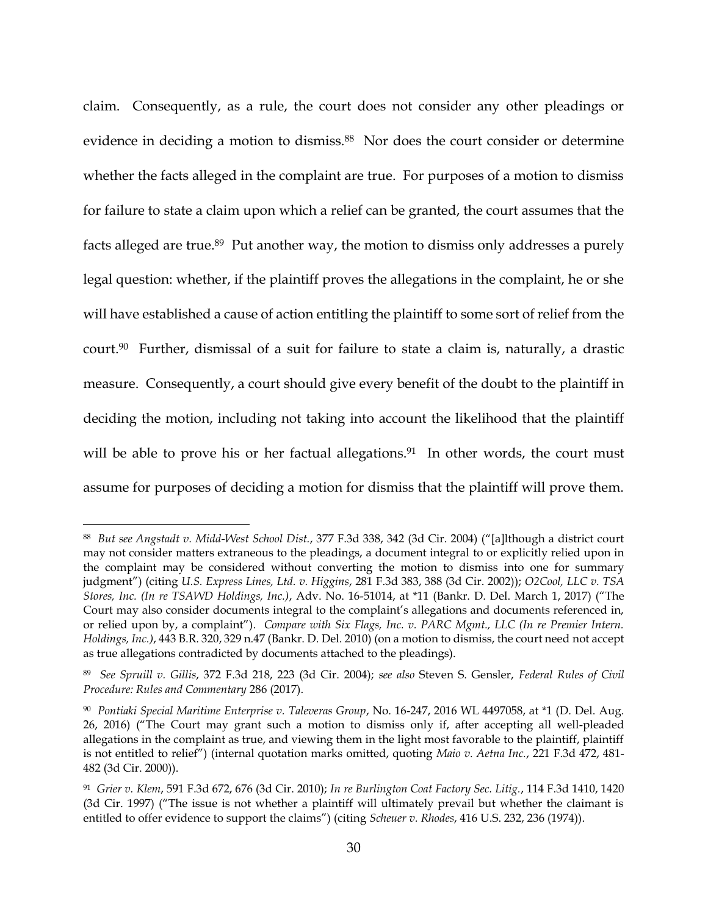claim. Consequently, as a rule, the court does not consider any other pleadings or evidence in deciding a motion to dismiss.[88] Nor does the court consider or determine whether the facts alleged in the complaint are true. For purposes of a motion to dismiss for failure to state a claim upon which a relief can be granted, the court assumes that the facts alleged are true.[89] Put another way, the motion to dismiss only addresses a purely legal question: whether, if the plaintiff proves the allegations in the complaint, he or she will have established a cause of action entitling the plaintiff to some sort of relief from the court.[90] Further, dismissal of a suit for failure to state a claim is, naturally, a drastic measure. Consequently, a court should give every benefit of the doubt to the plaintiff in deciding the motion, including not taking into account the likelihood that the plaintiff will be able to prove his or her factual allegations.[91] In other words, the court must assume for purposes of deciding a motion for dismiss that the plaintiff will prove them.

---

[88] *But see Angstadt v. Midd-West School Dist.*, 377 F.3d 338, 342 (3d Cir. 2004) ("[a]lthough a district court may not consider matters extraneous to the pleadings, a document integral to or explicitly relied upon in the complaint may be considered without converting the motion to dismiss into one for summary judgment") (citing *U.S. Express Lines, Ltd. v. Higgins*, 281 F.3d 383, 388 (3d Cir. 2002)); *O2Cool, LLC v. TSA Stores, Inc. (In re TSAWD Holdings, Inc.)*, Adv. No. 16-51014, at *11 (Bankr. D. Del. March 1, 2017) ("The Court may also consider documents integral to the complaint's allegations and documents referenced in, or relied upon by, a complaint"). *Compare with Six Flags, Inc. v. PARC Mgmt., LLC (In re Premier Intern. Holdings, Inc.)*, 443 B.R. 320, 329 n.47 (Bankr. D. Del. 2010) (on a motion to dismiss, the court need not accept as true allegations contradicted by documents attached to the pleadings).

[89] *See Spruill v. Gillis*, 372 F.3d 218, 223 (3d Cir. 2004); *see also* Steven S. Gensler, *Federal Rules of Civil Procedure: Rules and Commentary* 286 (2017).

[90] *Pontiaki Special Maritime Enterprise v. Taleveras Group*, No. 16-247, 2016 WL 4497058, at *1 (D. Del. Aug. 26, 2016) ("The Court may grant such a motion to dismiss only if, after accepting all well-pleaded allegations in the complaint as true, and viewing them in the light most favorable to the plaintiff, plaintiff is not entitled to relief") (internal quotation marks omitted, quoting *Maio v. Aetna Inc.*, 221 F.3d 472, 481-482 (3d Cir. 2000)).

[91] *Grier v. Klem*, 591 F.3d 672, 676 (3d Cir. 2010); *In re Burlington Coat Factory Sec. Litig.*, 114 F.3d 1410, 1420 (3d Cir. 1997) ("The issue is not whether a plaintiff will ultimately prevail but whether the claimant is entitled to offer evidence to support the claims") (citing *Scheuer v. Rhodes*, 416 U.S. 232, 236 (1974)).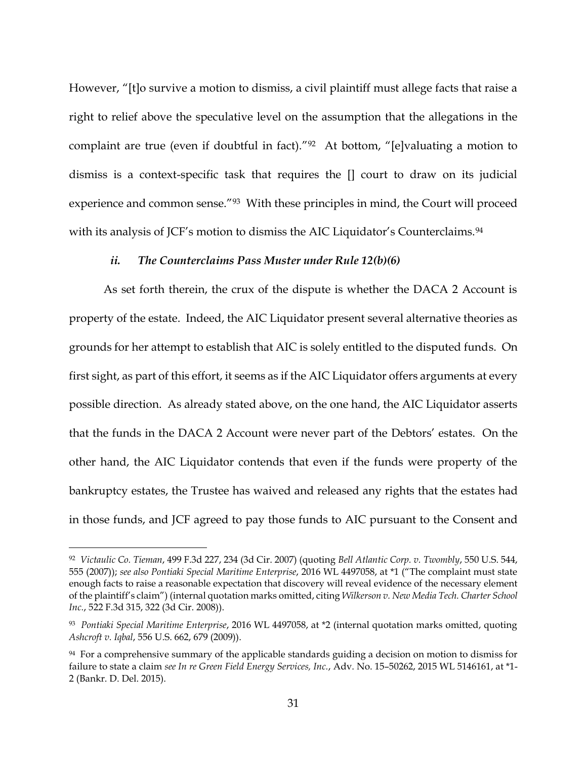However, "[t]o survive a motion to dismiss, a civil plaintiff must allege facts that raise a right to relief above the speculative level on the assumption that the allegations in the complaint are true (even if doubtful in fact)."[92] At bottom, "[e]valuating a motion to dismiss is a context-specific task that requires the [] court to draw on its judicial experience and common sense."[93] With these principles in mind, the Court will proceed with its analysis of JCF's motion to dismiss the AIC Liquidator's Counterclaims.[94]

### *ii. The Counterclaims Pass Muster under Rule 12(b)(6)*

As set forth therein, the crux of the dispute is whether the DACA 2 Account is property of the estate. Indeed, the AIC Liquidator present several alternative theories as grounds for her attempt to establish that AIC is solely entitled to the disputed funds. On first sight, as part of this effort, it seems as if the AIC Liquidator offers arguments at every possible direction. As already stated above, on the one hand, the AIC Liquidator asserts that the funds in the DACA 2 Account were never part of the Debtors' estates. On the other hand, the AIC Liquidator contends that even if the funds were property of the bankruptcy estates, the Trustee has waived and released any rights that the estates had in those funds, and JCF agreed to pay those funds to AIC pursuant to the Consent and

---

[92] *Victaulic Co. Tieman*, 499 F.3d 227, 234 (3d Cir. 2007) (quoting *Bell Atlantic Corp. v. Twombly*, 550 U.S. 544, 555 (2007)); *see also Pontiaki Special Maritime Enterprise*, 2016 WL 4497058, at *1 ("The complaint must state enough facts to raise a reasonable expectation that discovery will reveal evidence of the necessary element of the plaintiff's claim") (internal quotation marks omitted, citing *Wilkerson v. New Media Tech. Charter School Inc.*, 522 F.3d 315, 322 (3d Cir. 2008)).

[93] *Pontiaki Special Maritime Enterprise*, 2016 WL 4497058, at *2 (internal quotation marks omitted, quoting *Ashcroft v. Iqbal*, 556 U.S. 662, 679 (2009)).

[94] For a comprehensive summary of the applicable standards guiding a decision on motion to dismiss for failure to state a claim *see In re Green Field Energy Services, Inc.*, Adv. No. 15–50262, 2015 WL 5146161, at *1-2 (Bankr. D. Del. 2015).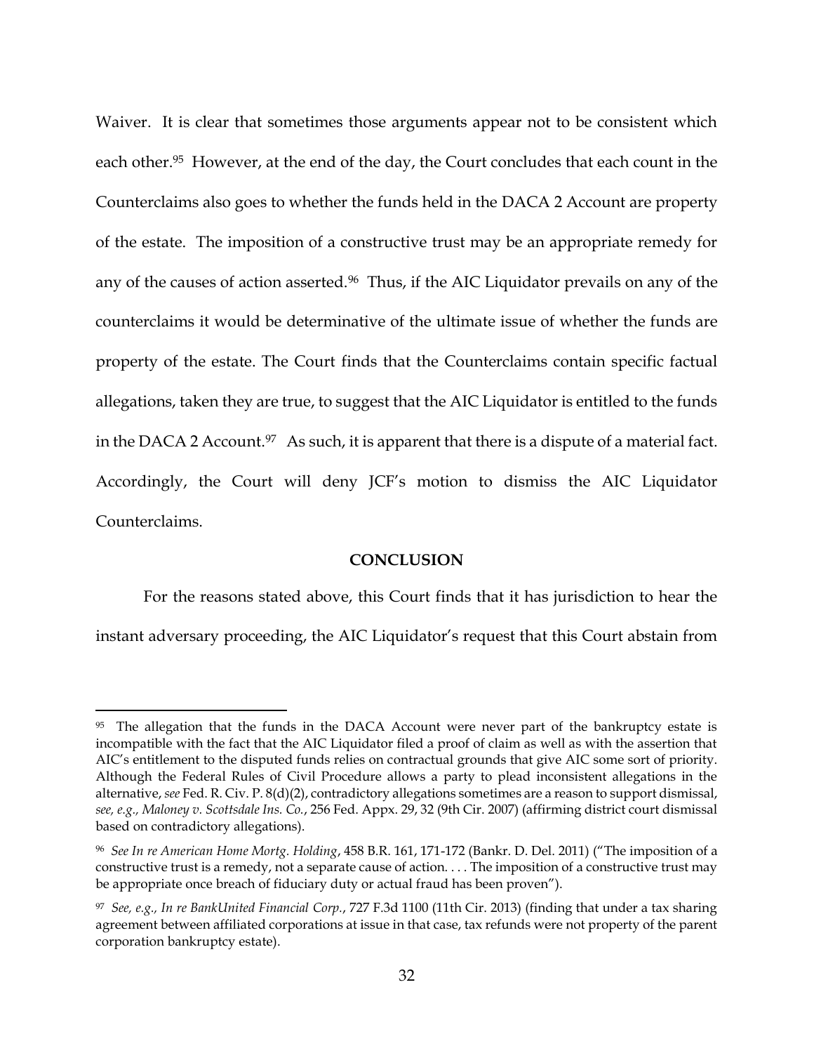Waiver. It is clear that sometimes those arguments appear not to be consistent which each other.[95] However, at the end of the day, the Court concludes that each count in the Counterclaims also goes to whether the funds held in the DACA 2 Account are property of the estate. The imposition of a constructive trust may be an appropriate remedy for any of the causes of action asserted.[96] Thus, if the AIC Liquidator prevails on any of the counterclaims it would be determinative of the ultimate issue of whether the funds are property of the estate. The Court finds that the Counterclaims contain specific factual allegations, taken they are true, to suggest that the AIC Liquidator is entitled to the funds in the DACA 2 Account.[97] As such, it is apparent that there is a dispute of a material fact. Accordingly, the Court will deny JCF's motion to dismiss the AIC Liquidator Counterclaims.

**CONCLUSION**

For the reasons stated above, this Court finds that it has jurisdiction to hear the instant adversary proceeding, the AIC Liquidator's request that this Court abstain from

---

[95] The allegation that the funds in the DACA Account were never part of the bankruptcy estate is incompatible with the fact that the AIC Liquidator filed a proof of claim as well as with the assertion that AIC's entitlement to the disputed funds relies on contractual grounds that give AIC some sort of priority. Although the Federal Rules of Civil Procedure allows a party to plead inconsistent allegations in the alternative, *see* Fed. R. Civ. P. 8(d)(2), contradictory allegations sometimes are a reason to support dismissal, *see, e.g., Maloney v. Scottsdale Ins. Co.*, 256 Fed. Appx. 29, 32 (9th Cir. 2007) (affirming district court dismissal based on contradictory allegations).

[96] *See In re American Home Mortg. Holding*, 458 B.R. 161, 171-172 (Bankr. D. Del. 2011) ("The imposition of a constructive trust is a remedy, not a separate cause of action. . . . The imposition of a constructive trust may be appropriate once breach of fiduciary duty or actual fraud has been proven").

[97] *See, e.g., In re BankUnited Financial Corp.*, 727 F.3d 1100 (11th Cir. 2013) (finding that under a tax sharing agreement between affiliated corporations at issue in that case, tax refunds were not property of the parent corporation bankruptcy estate).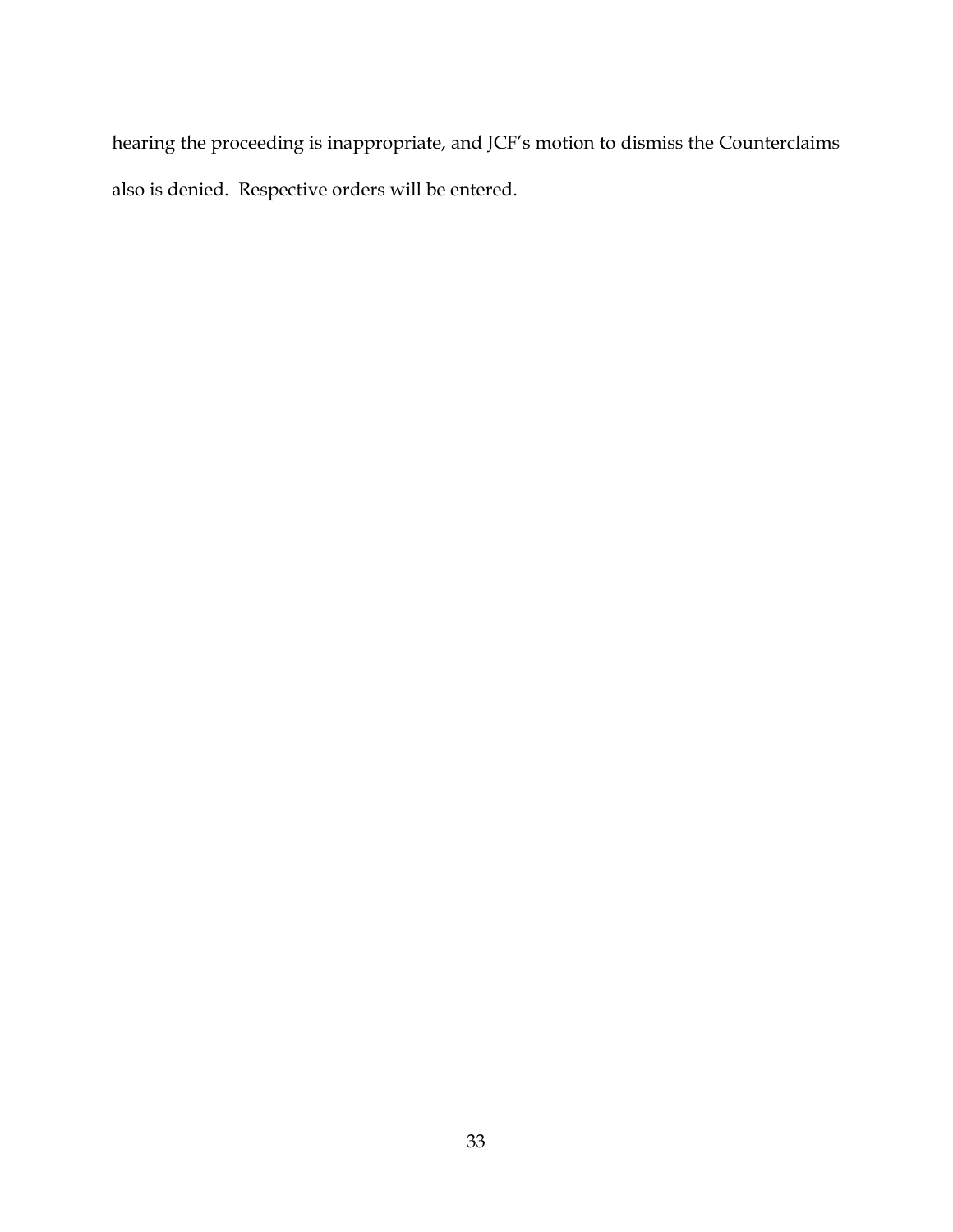hearing the proceeding is inappropriate, and JCF's motion to dismiss the Counterclaims also is denied. Respective orders will be entered.